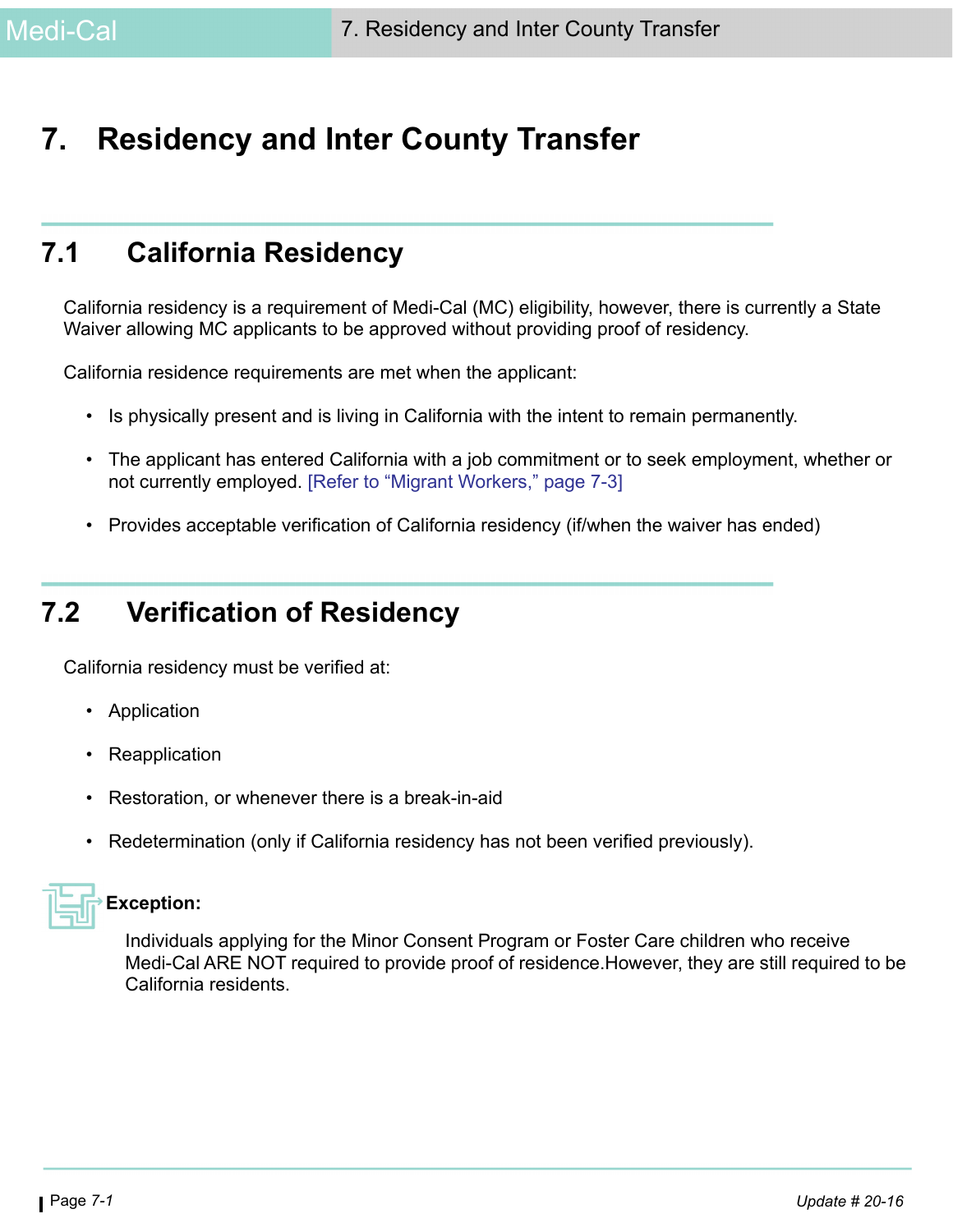# 7. Residency and Inter County Transfer

## 7.1 California Residency

California residency is a requirement of Medi-Cal (MC) eligibility, however, there is currently a State Waiver allowing MC applicants to be approved without providing proof of residency.

California residence requirements are met when the applicant:

- Is physically present and is living in California with the intent to remain permanently.
- The applicant has entered California with a job commitment or to seek employment, whether or not currently employed. [Refer to "Migrant Workers," page 7-3]
- Provides acceptable verification of California residency (if/when the waiver has ended)

## 7.2 Verification of Residency

California residency must be verified at:

- Application
- Reapplication
- Restoration, or whenever there is a break-in-aid
- Redetermination (only if California residency has not been verified previously).

**Exception:**

Individuals applying for the Minor Consent Program or Foster Care children who receive Medi-Cal ARE NOT required to provide proof of residence.However, they are still required to be California residents.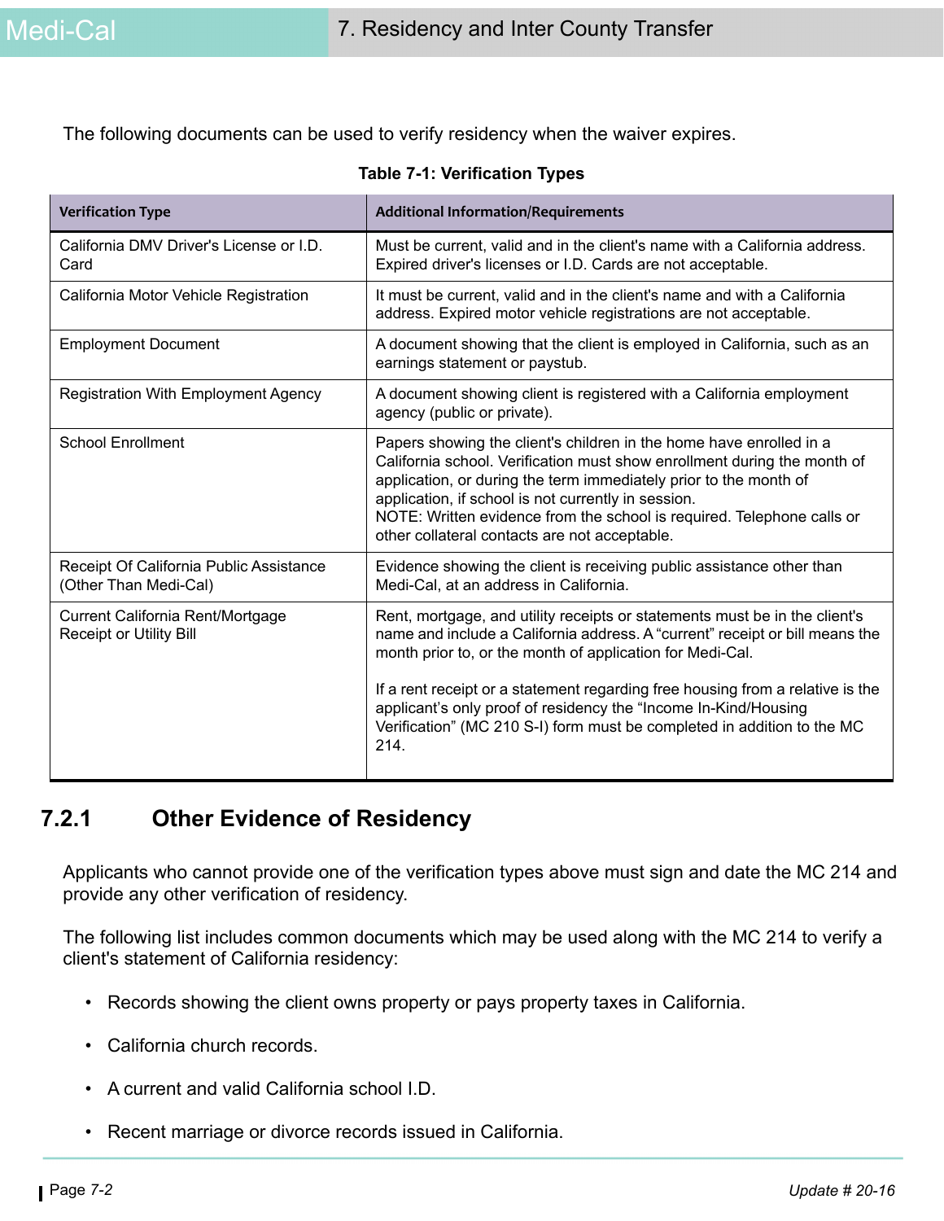The following documents can be used to verify residency when the waiver expires.

**Table 7-1: Verification Types**

| Verification Type | Additional Information/Requirements |
|---|---|
| California DMV Driver's License or I.D. Card | Must be current, valid and in the client's name with a California address. Expired driver's licenses or I.D. Cards are not acceptable. |
| California Motor Vehicle Registration | It must be current, valid and in the client's name and with a California address. Expired motor vehicle registrations are not acceptable. |
| Employment Document | A document showing that the client is employed in California, such as an earnings statement or paystub. |
| Registration With Employment Agency | A document showing client is registered with a California employment agency (public or private). |
| School Enrollment | Papers showing the client's children in the home have enrolled in a California school. Verification must show enrollment during the month of application, or during the term immediately prior to the month of application, if school is not currently in session.<br>NOTE: Written evidence from the school is required. Telephone calls or other collateral contacts are not acceptable. |
| Receipt Of California Public Assistance (Other Than Medi-Cal) | Evidence showing the client is receiving public assistance other than Medi-Cal, at an address in California. |
| Current California Rent/Mortgage Receipt or Utility Bill | Rent, mortgage, and utility receipts or statements must be in the client's name and include a California address. A "current" receipt or bill means the month prior to, or the month of application for Medi-Cal.<br><br>If a rent receipt or a statement regarding free housing from a relative is the applicant's only proof of residency the "Income In-Kind/Housing Verification" (MC 210 S-I) form must be completed in addition to the MC 214. |

## 7.2.1 Other Evidence of Residency

Applicants who cannot provide one of the verification types above must sign and date the MC 214 and provide any other verification of residency.

The following list includes common documents which may be used along with the MC 214 to verify a client's statement of California residency:

- Records showing the client owns property or pays property taxes in California.
- California church records.
- A current and valid California school I.D.
- Recent marriage or divorce records issued in California.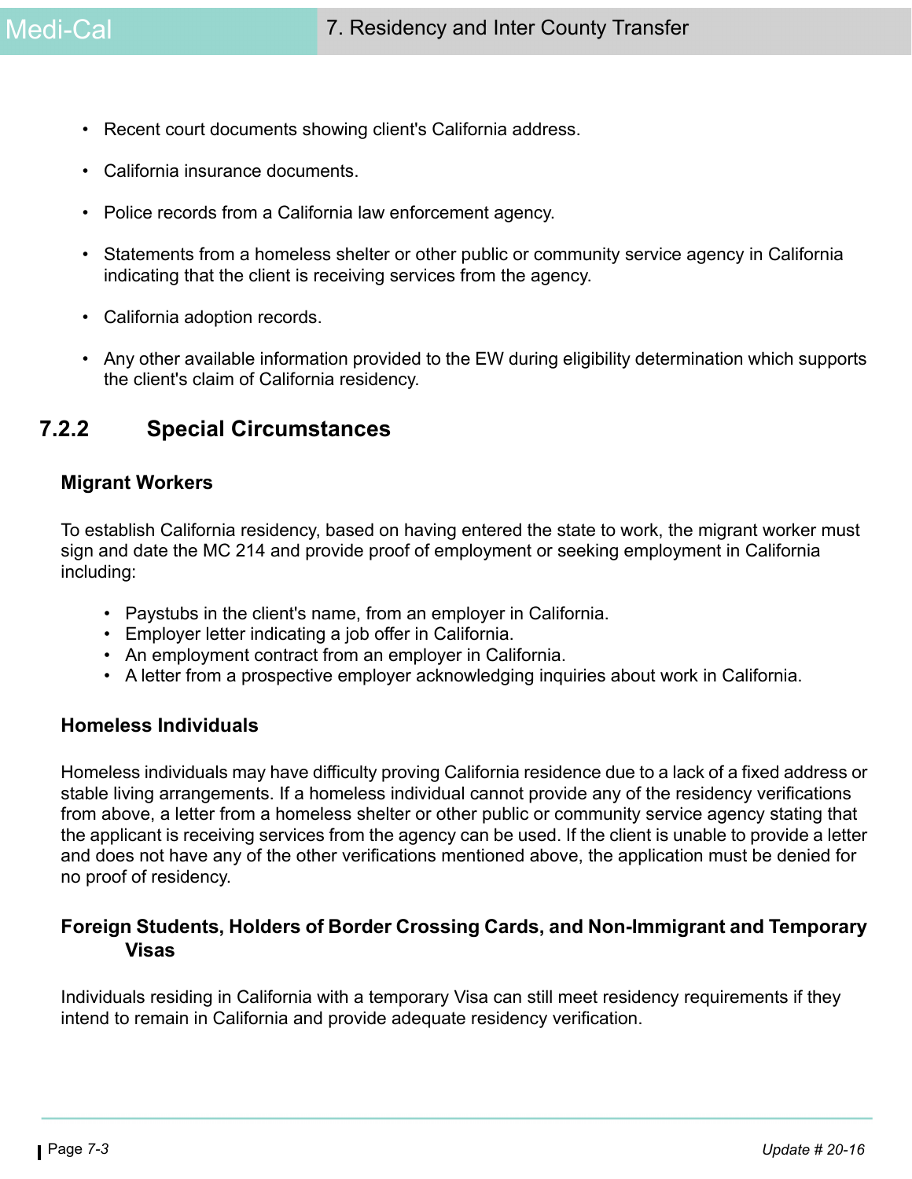- Recent court documents showing client's California address.
- California insurance documents.
- Police records from a California law enforcement agency.
- Statements from a homeless shelter or other public or community service agency in California indicating that the client is receiving services from the agency.
- California adoption records.
- Any other available information provided to the EW during eligibility determination which supports the client's claim of California residency.

## 7.2.2 Special Circumstances

### Migrant Workers

To establish California residency, based on having entered the state to work, the migrant worker must sign and date the MC 214 and provide proof of employment or seeking employment in California including:

- Paystubs in the client's name, from an employer in California.
- Employer letter indicating a job offer in California.
- An employment contract from an employer in California.
- A letter from a prospective employer acknowledging inquiries about work in California.

### Homeless Individuals

Homeless individuals may have difficulty proving California residence due to a lack of a fixed address or stable living arrangements. If a homeless individual cannot provide any of the residency verifications from above, a letter from a homeless shelter or other public or community service agency stating that the applicant is receiving services from the agency can be used. If the client is unable to provide a letter and does not have any of the other verifications mentioned above, the application must be denied for no proof of residency.

### Foreign Students, Holders of Border Crossing Cards, and Non-Immigrant and Temporary Visas

Individuals residing in California with a temporary Visa can still meet residency requirements if they intend to remain in California and provide adequate residency verification.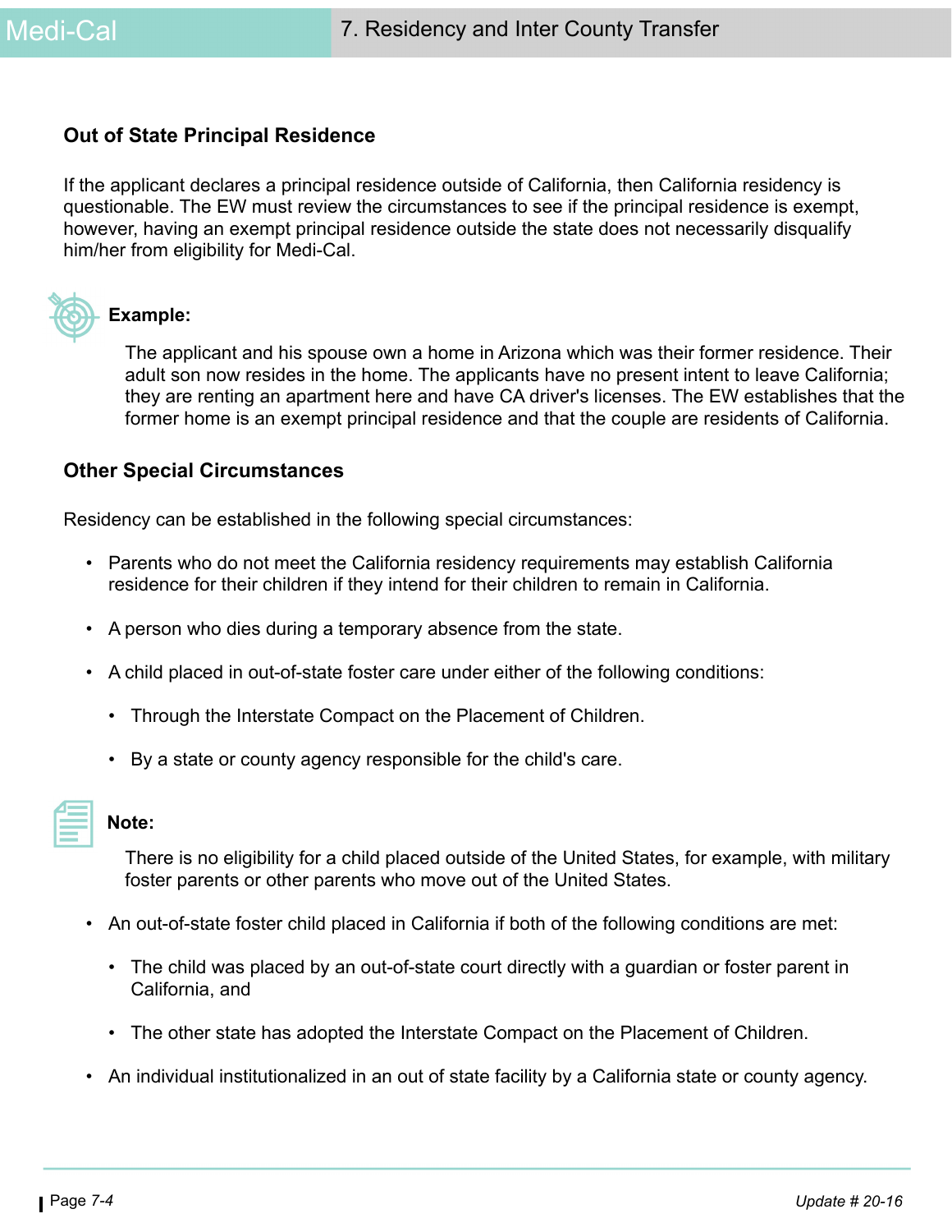### Out of State Principal Residence

If the applicant declares a principal residence outside of California, then California residency is questionable. The EW must review the circumstances to see if the principal residence is exempt, however, having an exempt principal residence outside the state does not necessarily disqualify him/her from eligibility for Medi-Cal.

**Example:**

The applicant and his spouse own a home in Arizona which was their former residence. Their adult son now resides in the home. The applicants have no present intent to leave California; they are renting an apartment here and have CA driver's licenses. The EW establishes that the former home is an exempt principal residence and that the couple are residents of California.

### Other Special Circumstances

Residency can be established in the following special circumstances:

- Parents who do not meet the California residency requirements may establish California residence for their children if they intend for their children to remain in California.
- A person who dies during a temporary absence from the state.
- A child placed in out-of-state foster care under either of the following conditions:
  - Through the Interstate Compact on the Placement of Children.
  - By a state or county agency responsible for the child's care.

**Note:**

There is no eligibility for a child placed outside of the United States, for example, with military foster parents or other parents who move out of the United States.

- An out-of-state foster child placed in California if both of the following conditions are met:
  - The child was placed by an out-of-state court directly with a guardian or foster parent in California, and
  - The other state has adopted the Interstate Compact on the Placement of Children.
- An individual institutionalized in an out of state facility by a California state or county agency.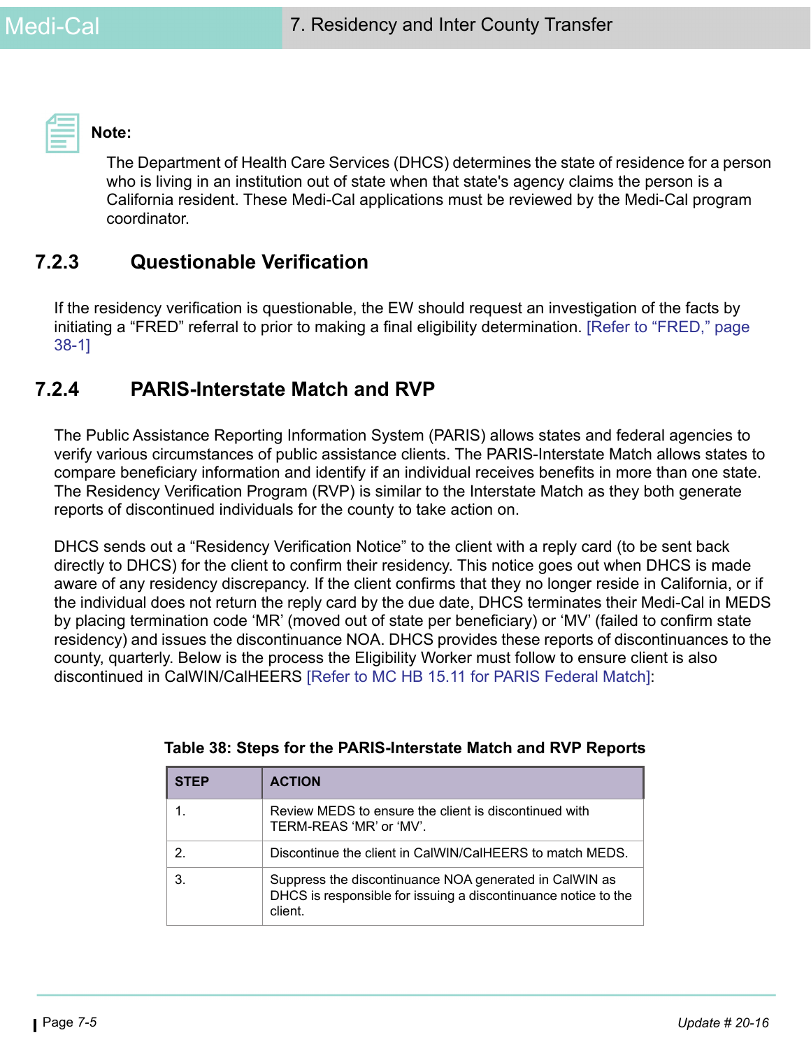**Note:**

The Department of Health Care Services (DHCS) determines the state of residence for a person who is living in an institution out of state when that state's agency claims the person is a California resident. These Medi-Cal applications must be reviewed by the Medi-Cal program coordinator.

## 7.2.3 Questionable Verification

If the residency verification is questionable, the EW should request an investigation of the facts by initiating a "FRED" referral to prior to making a final eligibility determination. [Refer to "FRED," page 38-1]

## 7.2.4 PARIS-Interstate Match and RVP

The Public Assistance Reporting Information System (PARIS) allows states and federal agencies to verify various circumstances of public assistance clients. The PARIS-Interstate Match allows states to compare beneficiary information and identify if an individual receives benefits in more than one state. The Residency Verification Program (RVP) is similar to the Interstate Match as they both generate reports of discontinued individuals for the county to take action on.

DHCS sends out a "Residency Verification Notice" to the client with a reply card (to be sent back directly to DHCS) for the client to confirm their residency. This notice goes out when DHCS is made aware of any residency discrepancy. If the client confirms that they no longer reside in California, or if the individual does not return the reply card by the due date, DHCS terminates their Medi-Cal in MEDS by placing termination code 'MR' (moved out of state per beneficiary) or 'MV' (failed to confirm state residency) and issues the discontinuance NOA. DHCS provides these reports of discontinuances to the county, quarterly. Below is the process the Eligibility Worker must follow to ensure client is also discontinued in CalWIN/CalHEERS [Refer to MC HB 15.11 for PARIS Federal Match]:

**Table 38: Steps for the PARIS-Interstate Match and RVP Reports**

| STEP | ACTION |
|---|---|
| 1. | Review MEDS to ensure the client is discontinued with TERM-REAS 'MR' or 'MV'. |
| 2. | Discontinue the client in CalWIN/CalHEERS to match MEDS. |
| 3. | Suppress the discontinuance NOA generated in CalWIN as DHCS is responsible for issuing a discontinuance notice to the client. |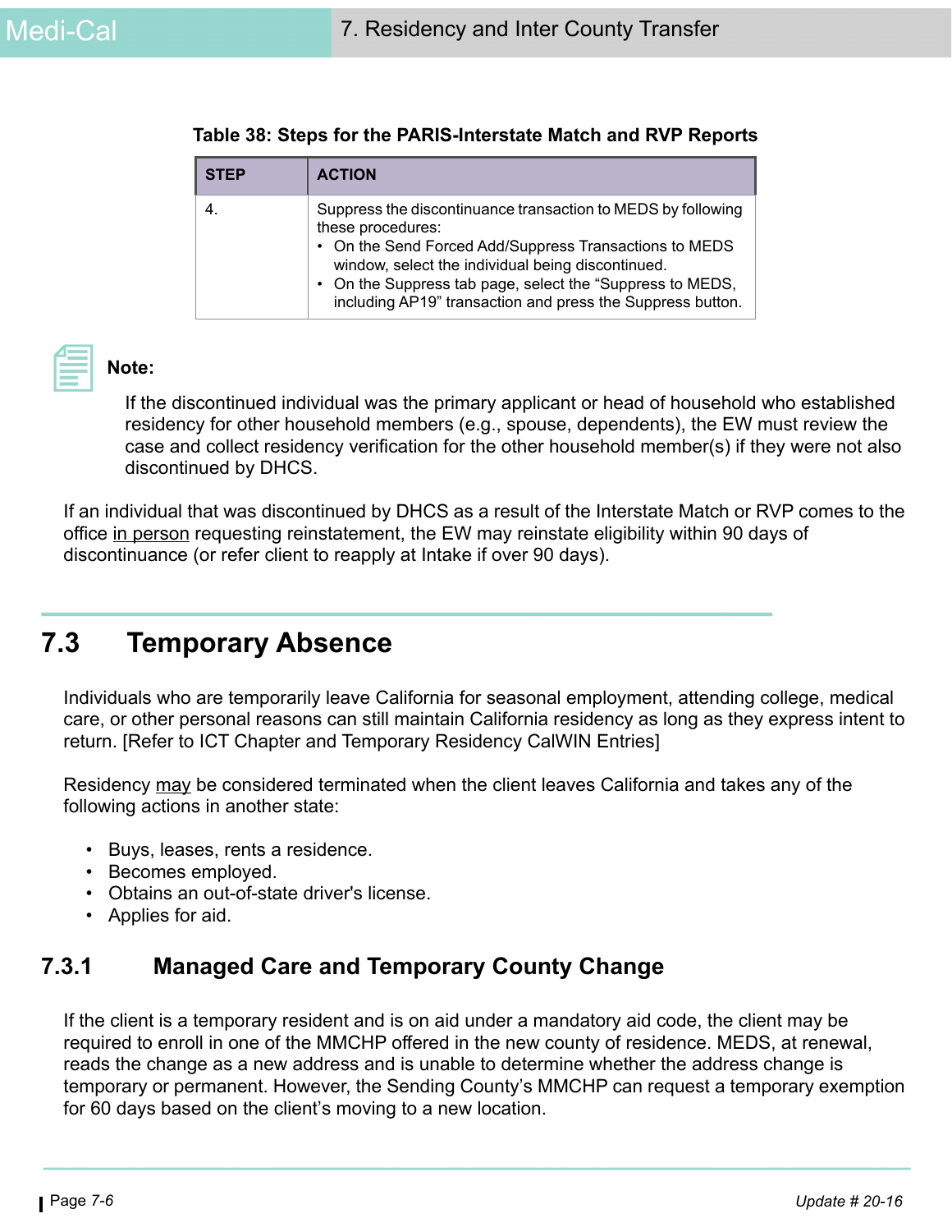**Table 38: Steps for the PARIS-Interstate Match and RVP Reports**

| STEP | ACTION |
|---|---|
| 4. | Suppress the discontinuance transaction to MEDS by following these procedures:<br>• On the Send Forced Add/Suppress Transactions to MEDS window, select the individual being discontinued.<br>• On the Suppress tab page, select the “Suppress to MEDS, including AP19” transaction and press the Suppress button. |

**Note:**

If the discontinued individual was the primary applicant or head of household who established residency for other household members (e.g., spouse, dependents), the EW must review the case and collect residency verification for the other household member(s) if they were not also discontinued by DHCS.

If an individual that was discontinued by DHCS as a result of the Interstate Match or RVP comes to the office <u>in person</u> requesting reinstatement, the EW may reinstate eligibility within 90 days of discontinuance (or refer client to reapply at Intake if over 90 days).

## 7.3 Temporary Absence

Individuals who are temporarily leave California for seasonal employment, attending college, medical care, or other personal reasons can still maintain California residency as long as they express intent to return. [Refer to ICT Chapter and Temporary Residency CalWIN Entries]

Residency <u>may</u> be considered terminated when the client leaves California and takes any of the following actions in another state:

- Buys, leases, rents a residence.
- Becomes employed.
- Obtains an out-of-state driver's license.
- Applies for aid.

### 7.3.1 Managed Care and Temporary County Change

If the client is a temporary resident and is on aid under a mandatory aid code, the client may be required to enroll in one of the MMCHP offered in the new county of residence. MEDS, at renewal, reads the change as a new address and is unable to determine whether the address change is temporary or permanent. However, the Sending County’s MMCHP can request a temporary exemption for 60 days based on the client’s moving to a new location.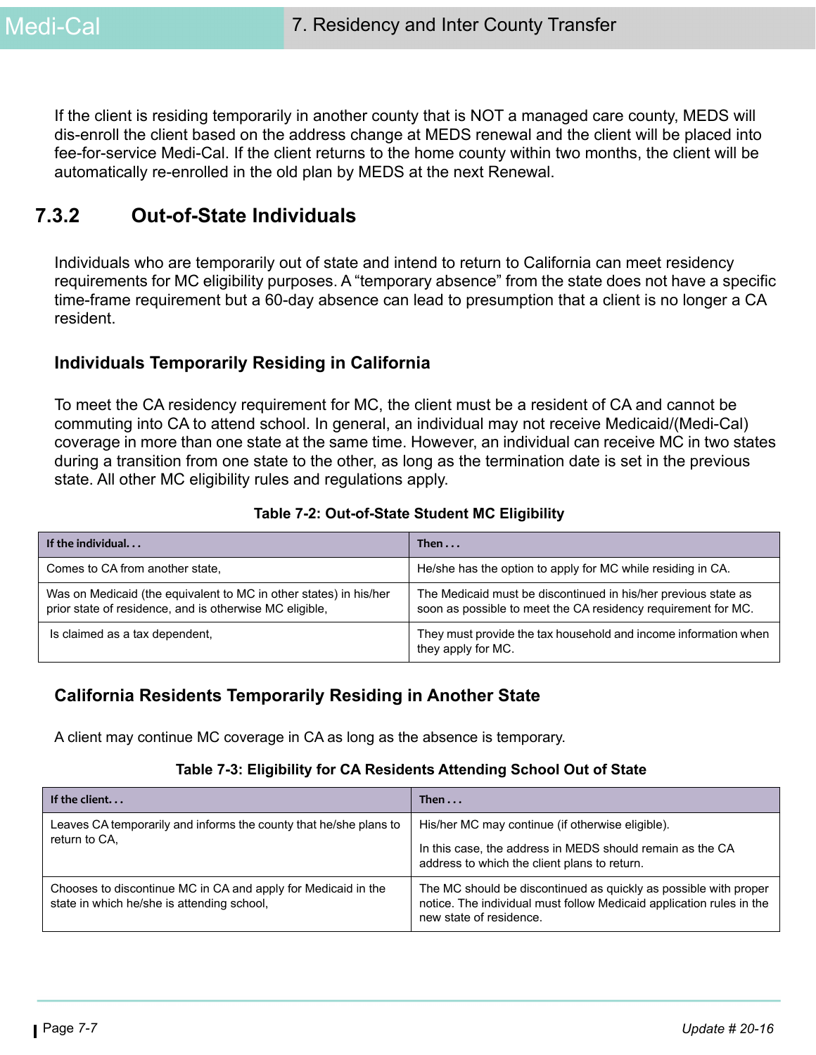If the client is residing temporarily in another county that is NOT a managed care county, MEDS will dis-enroll the client based on the address change at MEDS renewal and the client will be placed into fee-for-service Medi-Cal. If the client returns to the home county within two months, the client will be automatically re-enrolled in the old plan by MEDS at the next Renewal.

## 7.3.2 Out-of-State Individuals

Individuals who are temporarily out of state and intend to return to California can meet residency requirements for MC eligibility purposes. A “temporary absence” from the state does not have a specific time-frame requirement but a 60-day absence can lead to presumption that a client is no longer a CA resident.

### Individuals Temporarily Residing in California

To meet the CA residency requirement for MC, the client must be a resident of CA and cannot be commuting into CA to attend school. In general, an individual may not receive Medicaid/(Medi-Cal) coverage in more than one state at the same time. However, an individual can receive MC in two states during a transition from one state to the other, as long as the termination date is set in the previous state. All other MC eligibility rules and regulations apply.

**Table 7-2: Out-of-State Student MC Eligibility**

| If the individual. . . | Then . . . |
|---|---|
| Comes to CA from another state, | He/she has the option to apply for MC while residing in CA. |
| Was on Medicaid (the equivalent to MC in other states) in his/her prior state of residence, and is otherwise MC eligible, | The Medicaid must be discontinued in his/her previous state as soon as possible to meet the CA residency requirement for MC. |
| Is claimed as a tax dependent, | They must provide the tax household and income information when they apply for MC. |

### California Residents Temporarily Residing in Another State

A client may continue MC coverage in CA as long as the absence is temporary.

**Table 7-3: Eligibility for CA Residents Attending School Out of State**

| If the client. . . | Then . . . |
|---|---|
| Leaves CA temporarily and informs the county that he/she plans to return to CA, | His/her MC may continue (if otherwise eligible).<br><br>In this case, the address in MEDS should remain as the CA address to which the client plans to return. |
| Chooses to discontinue MC in CA and apply for Medicaid in the state in which he/she is attending school, | The MC should be discontinued as quickly as possible with proper notice. The individual must follow Medicaid application rules in the new state of residence. |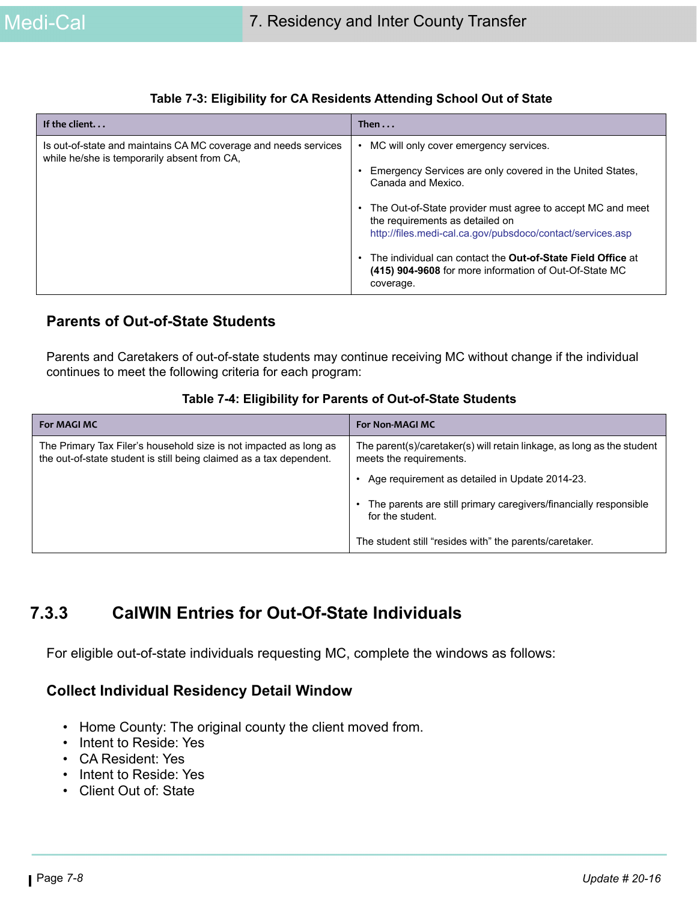**Table 7-3: Eligibility for CA Residents Attending School Out of State**

| If the client. . . | Then . . . |
| --- | --- |
| Is out-of-state and maintains CA MC coverage and needs services while he/she is temporarily absent from CA, | • MC will only cover emergency services.<br>• Emergency Services are only covered in the United States, Canada and Mexico.<br>• The Out-of-State provider must agree to accept MC and meet the requirements as detailed on http://files.medi-cal.ca.gov/pubsdoco/contact/services.asp<br>• The individual can contact the **Out-of-State Field Office** at **(415) 904-9608** for more information of Out-Of-State MC coverage. |

### Parents of Out-of-State Students

Parents and Caretakers of out-of-state students may continue receiving MC without change if the individual continues to meet the following criteria for each program:

**Table 7-4: Eligibility for Parents of Out-of-State Students**

| For MAGI MC | For Non-MAGI MC |
| --- | --- |
| The Primary Tax Filer's household size is not impacted as long as the out-of-state student is still being claimed as a tax dependent. | The parent(s)/caretaker(s) will retain linkage, as long as the student meets the requirements.<br>• Age requirement as detailed in Update 2014-23.<br>• The parents are still primary caregivers/financially responsible for the student.<br>The student still "resides with" the parents/caretaker. |

## 7.3.3 CalWIN Entries for Out-Of-State Individuals

For eligible out-of-state individuals requesting MC, complete the windows as follows:

### Collect Individual Residency Detail Window

- Home County: The original county the client moved from.
- Intent to Reside: Yes
- CA Resident: Yes
- Intent to Reside: Yes
- Client Out of: State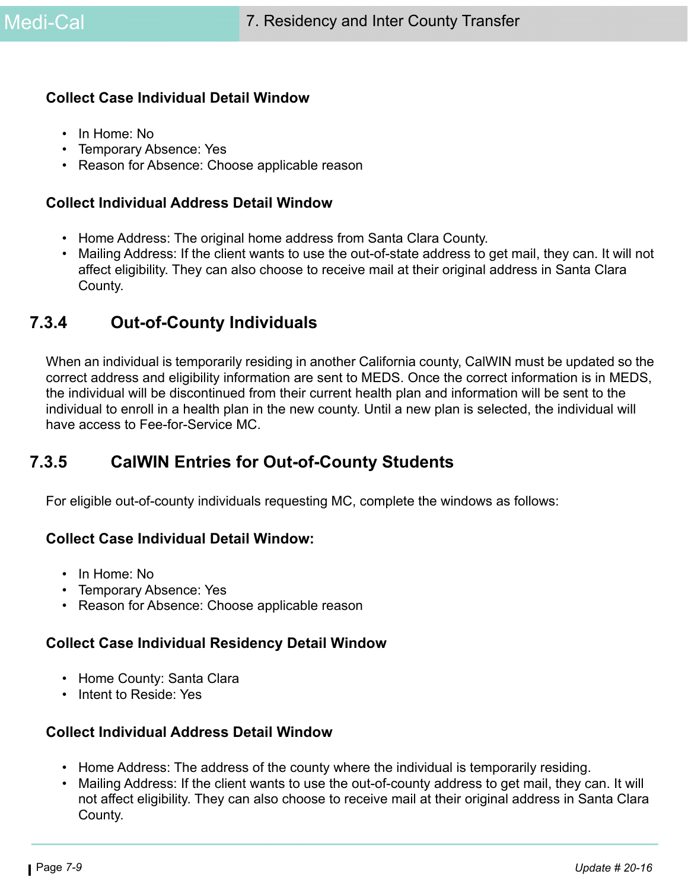### Collect Case Individual Detail Window

- In Home: No
- Temporary Absence: Yes
- Reason for Absence: Choose applicable reason

### Collect Individual Address Detail Window

- Home Address: The original home address from Santa Clara County.
- Mailing Address: If the client wants to use the out-of-state address to get mail, they can. It will not affect eligibility. They can also choose to receive mail at their original address in Santa Clara County.

## 7.3.4 Out-of-County Individuals

When an individual is temporarily residing in another California county, CalWIN must be updated so the correct address and eligibility information are sent to MEDS. Once the correct information is in MEDS, the individual will be discontinued from their current health plan and information will be sent to the individual to enroll in a health plan in the new county. Until a new plan is selected, the individual will have access to Fee-for-Service MC.

## 7.3.5 CalWIN Entries for Out-of-County Students

For eligible out-of-county individuals requesting MC, complete the windows as follows:

### Collect Case Individual Detail Window:

- In Home: No
- Temporary Absence: Yes
- Reason for Absence: Choose applicable reason

### Collect Case Individual Residency Detail Window

- Home County: Santa Clara
- Intent to Reside: Yes

### Collect Individual Address Detail Window

- Home Address: The address of the county where the individual is temporarily residing.
- Mailing Address: If the client wants to use the out-of-county address to get mail, they can. It will not affect eligibility. They can also choose to receive mail at their original address in Santa Clara County.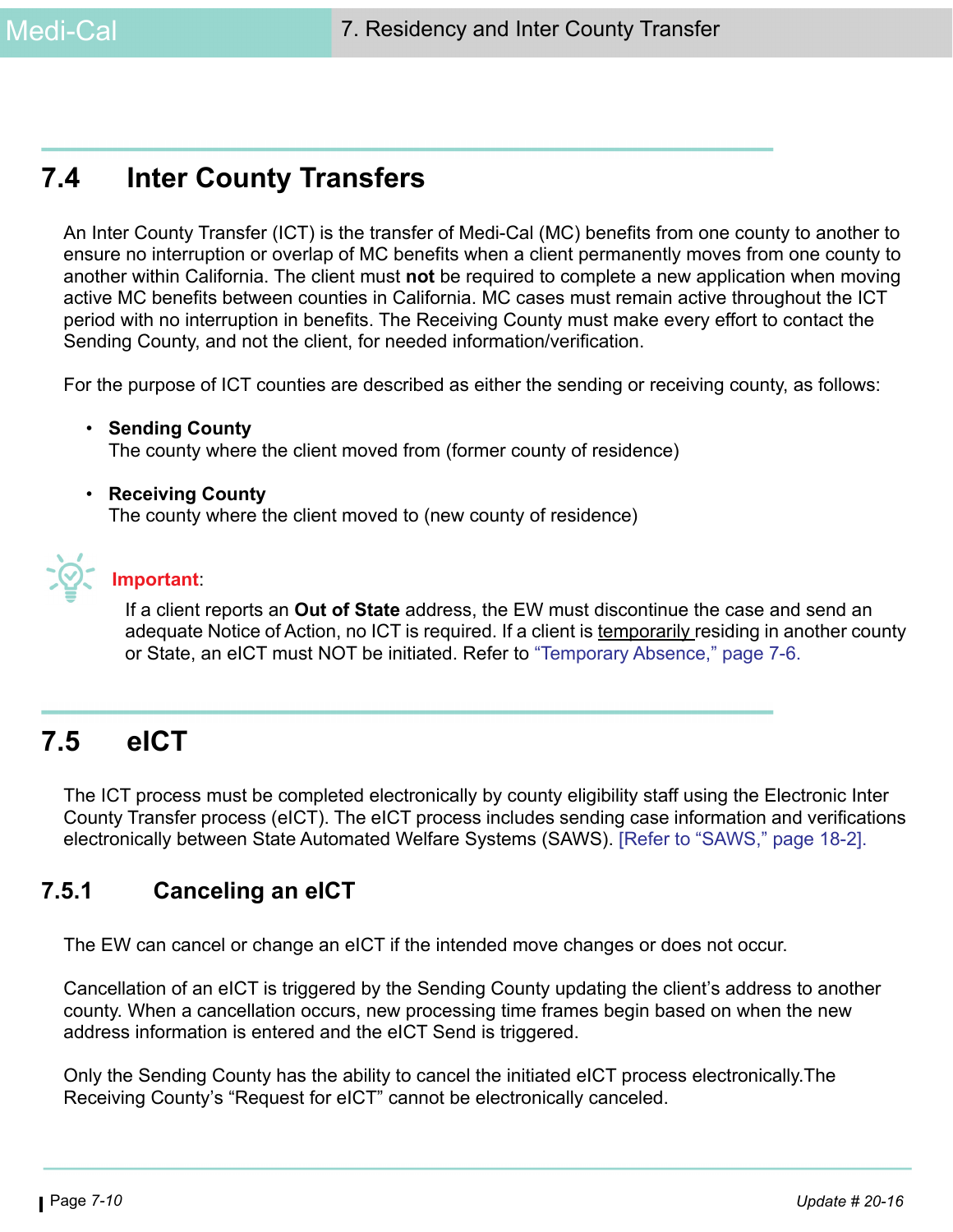## 7.4 Inter County Transfers

An Inter County Transfer (ICT) is the transfer of Medi-Cal (MC) benefits from one county to another to ensure no interruption or overlap of MC benefits when a client permanently moves from one county to another within California. The client must **not** be required to complete a new application when moving active MC benefits between counties in California. MC cases must remain active throughout the ICT period with no interruption in benefits. The Receiving County must make every effort to contact the Sending County, and not the client, for needed information/verification.

For the purpose of ICT counties are described as either the sending or receiving county, as follows:

- **Sending County**
  The county where the client moved from (former county of residence)

- **Receiving County**
  The county where the client moved to (new county of residence)

**Important**:

If a client reports an **Out of State** address, the EW must discontinue the case and send an adequate Notice of Action, no ICT is required. If a client is temporarily residing in another county or State, an eICT must NOT be initiated. Refer to "Temporary Absence," page 7-6.

## 7.5 eICT

The ICT process must be completed electronically by county eligibility staff using the Electronic Inter County Transfer process (eICT). The eICT process includes sending case information and verifications electronically between State Automated Welfare Systems (SAWS). [Refer to "SAWS," page 18-2].

### 7.5.1 Canceling an eICT

The EW can cancel or change an eICT if the intended move changes or does not occur.

Cancellation of an eICT is triggered by the Sending County updating the client's address to another county. When a cancellation occurs, new processing time frames begin based on when the new address information is entered and the eICT Send is triggered.

Only the Sending County has the ability to cancel the initiated eICT process electronically.The Receiving County's "Request for eICT" cannot be electronically canceled.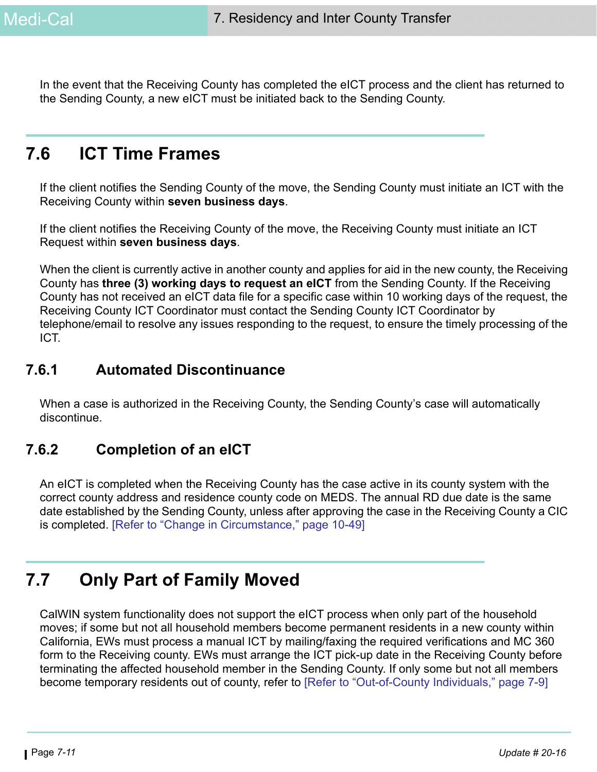In the event that the Receiving County has completed the eICT process and the client has returned to the Sending County, a new eICT must be initiated back to the Sending County.

## 7.6 ICT Time Frames

If the client notifies the Sending County of the move, the Sending County must initiate an ICT with the Receiving County within **seven business days**.

If the client notifies the Receiving County of the move, the Receiving County must initiate an ICT Request within **seven business days**.

When the client is currently active in another county and applies for aid in the new county, the Receiving County has **three (3) working days to request an eICT** from the Sending County. If the Receiving County has not received an eICT data file for a specific case within 10 working days of the request, the Receiving County ICT Coordinator must contact the Sending County ICT Coordinator by telephone/email to resolve any issues responding to the request, to ensure the timely processing of the ICT.

### 7.6.1 Automated Discontinuance

When a case is authorized in the Receiving County, the Sending County's case will automatically discontinue.

### 7.6.2 Completion of an eICT

An eICT is completed when the Receiving County has the case active in its county system with the correct county address and residence county code on MEDS. The annual RD due date is the same date established by the Sending County, unless after approving the case in the Receiving County a CIC is completed. [Refer to "Change in Circumstance," page 10-49]

## 7.7 Only Part of Family Moved

CalWIN system functionality does not support the eICT process when only part of the household moves; if some but not all household members become permanent residents in a new county within California, EWs must process a manual ICT by mailing/faxing the required verifications and MC 360 form to the Receiving county. EWs must arrange the ICT pick-up date in the Receiving County before terminating the affected household member in the Sending County. If only some but not all members become temporary residents out of county, refer to [Refer to "Out-of-County Individuals," page 7-9]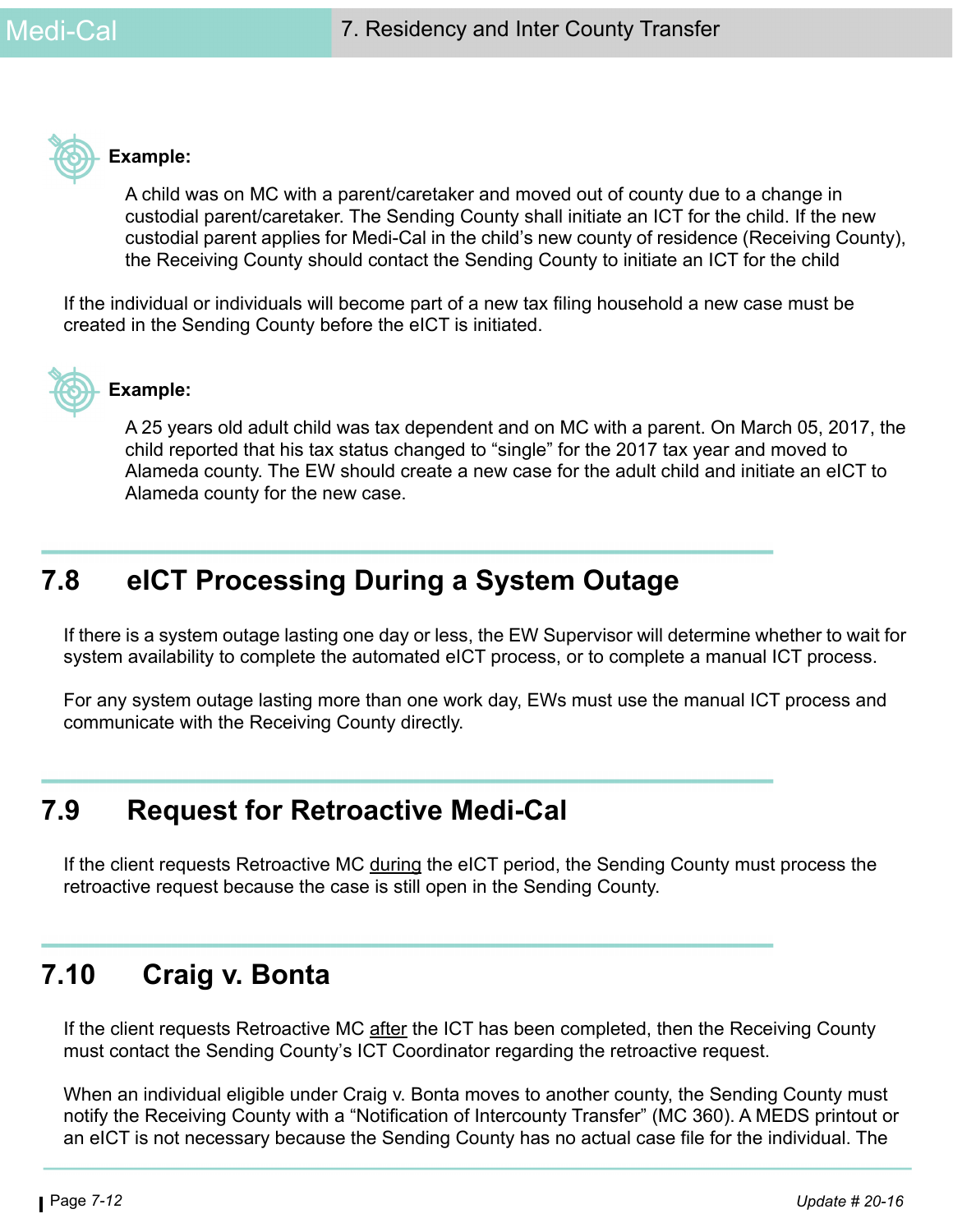**Example:**

A child was on MC with a parent/caretaker and moved out of county due to a change in custodial parent/caretaker. The Sending County shall initiate an ICT for the child. If the new custodial parent applies for Medi-Cal in the child's new county of residence (Receiving County), the Receiving County should contact the Sending County to initiate an ICT for the child

If the individual or individuals will become part of a new tax filing household a new case must be created in the Sending County before the eICT is initiated.

**Example:**

A 25 years old adult child was tax dependent and on MC with a parent. On March 05, 2017, the child reported that his tax status changed to "single" for the 2017 tax year and moved to Alameda county. The EW should create a new case for the adult child and initiate an eICT to Alameda county for the new case.

## 7.8 eICT Processing During a System Outage

If there is a system outage lasting one day or less, the EW Supervisor will determine whether to wait for system availability to complete the automated eICT process, or to complete a manual ICT process.

For any system outage lasting more than one work day, EWs must use the manual ICT process and communicate with the Receiving County directly.

## 7.9 Request for Retroactive Medi-Cal

If the client requests Retroactive MC <u>during</u> the eICT period, the Sending County must process the retroactive request because the case is still open in the Sending County.

## 7.10 Craig v. Bonta

If the client requests Retroactive MC <u>after</u> the ICT has been completed, then the Receiving County must contact the Sending County's ICT Coordinator regarding the retroactive request.

When an individual eligible under Craig v. Bonta moves to another county, the Sending County must notify the Receiving County with a "Notification of Intercounty Transfer" (MC 360). A MEDS printout or an eICT is not necessary because the Sending County has no actual case file for the individual. The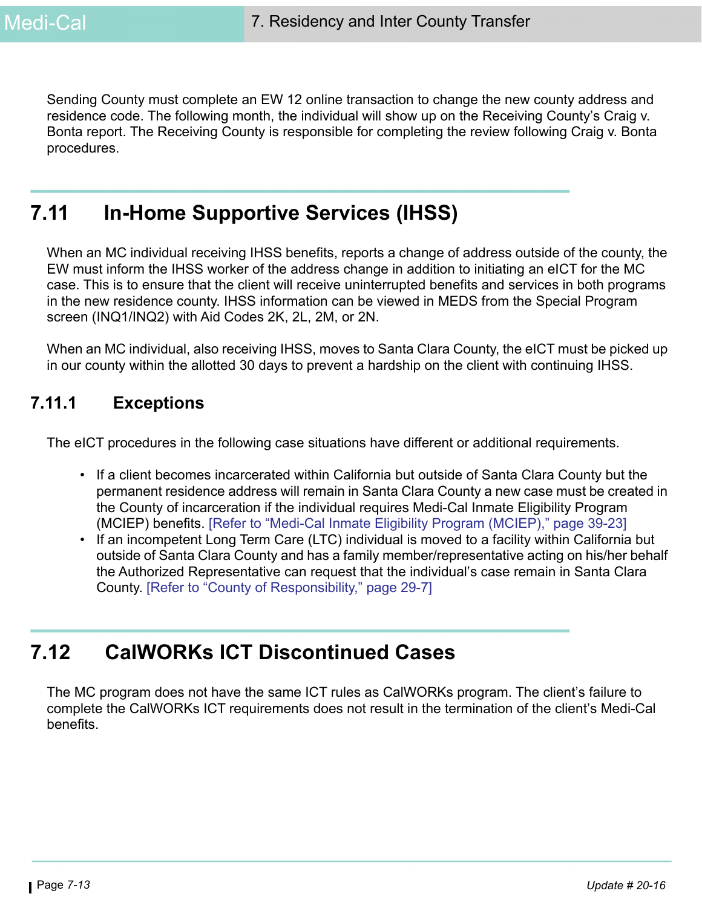Sending County must complete an EW 12 online transaction to change the new county address and residence code. The following month, the individual will show up on the Receiving County's Craig v. Bonta report. The Receiving County is responsible for completing the review following Craig v. Bonta procedures.

## 7.11 In-Home Supportive Services (IHSS)

When an MC individual receiving IHSS benefits, reports a change of address outside of the county, the EW must inform the IHSS worker of the address change in addition to initiating an eICT for the MC case. This is to ensure that the client will receive uninterrupted benefits and services in both programs in the new residence county. IHSS information can be viewed in MEDS from the Special Program screen (INQ1/INQ2) with Aid Codes 2K, 2L, 2M, or 2N.

When an MC individual, also receiving IHSS, moves to Santa Clara County, the eICT must be picked up in our county within the allotted 30 days to prevent a hardship on the client with continuing IHSS.

### 7.11.1 Exceptions

The eICT procedures in the following case situations have different or additional requirements.

- If a client becomes incarcerated within California but outside of Santa Clara County but the permanent residence address will remain in Santa Clara County a new case must be created in the County of incarceration if the individual requires Medi-Cal Inmate Eligibility Program (MCIEP) benefits. [Refer to "Medi-Cal Inmate Eligibility Program (MCIEP)," page 39-23]
- If an incompetent Long Term Care (LTC) individual is moved to a facility within California but outside of Santa Clara County and has a family member/representative acting on his/her behalf the Authorized Representative can request that the individual's case remain in Santa Clara County. [Refer to "County of Responsibility," page 29-7]

## 7.12 CalWORKs ICT Discontinued Cases

The MC program does not have the same ICT rules as CalWORKs program. The client's failure to complete the CalWORKs ICT requirements does not result in the termination of the client's Medi-Cal benefits.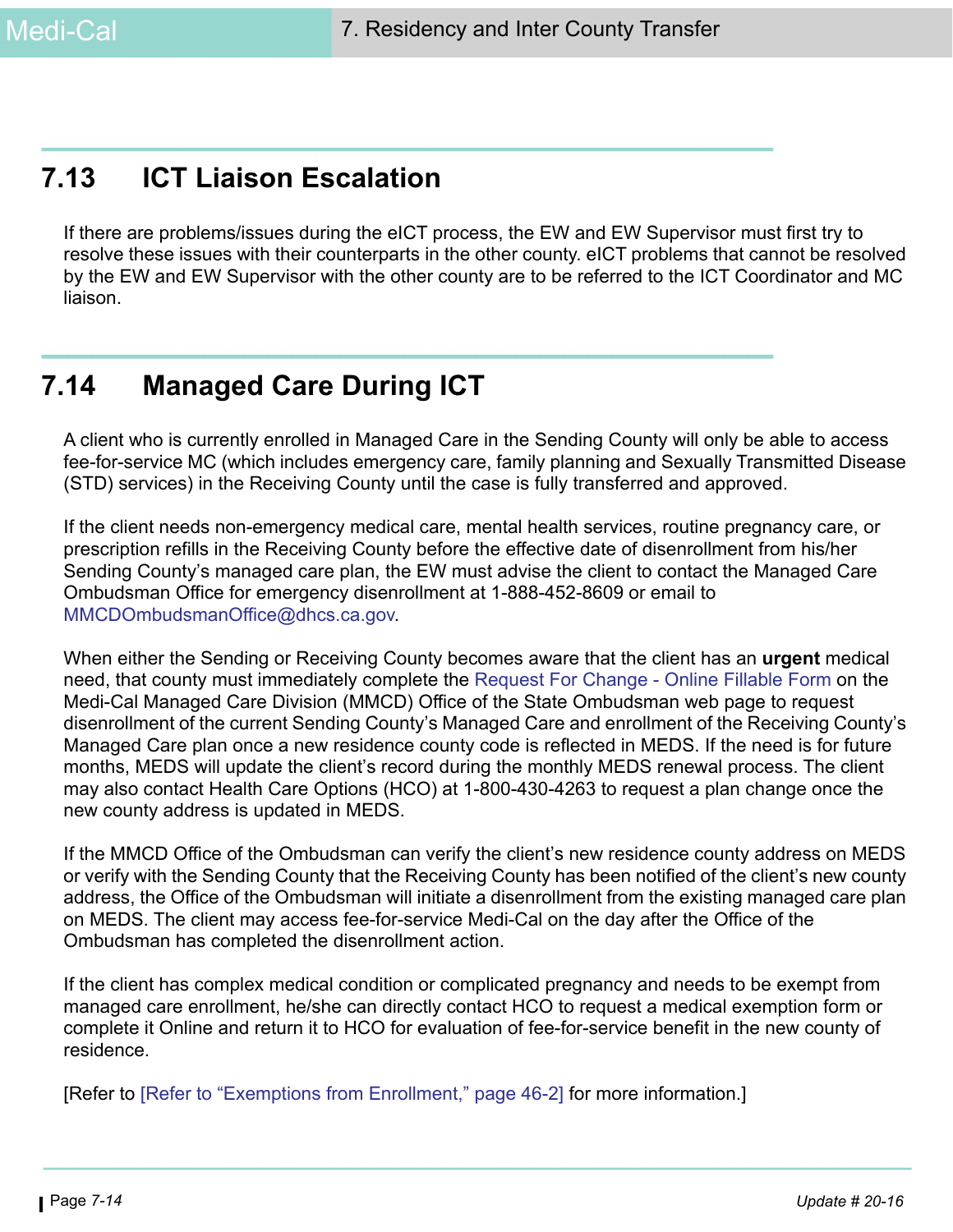## 7.13 ICT Liaison Escalation

If there are problems/issues during the eICT process, the EW and EW Supervisor must first try to resolve these issues with their counterparts in the other county. eICT problems that cannot be resolved by the EW and EW Supervisor with the other county are to be referred to the ICT Coordinator and MC liaison.

## 7.14 Managed Care During ICT

A client who is currently enrolled in Managed Care in the Sending County will only be able to access fee-for-service MC (which includes emergency care, family planning and Sexually Transmitted Disease (STD) services) in the Receiving County until the case is fully transferred and approved.

If the client needs non-emergency medical care, mental health services, routine pregnancy care, or prescription refills in the Receiving County before the effective date of disenrollment from his/her Sending County's managed care plan, the EW must advise the client to contact the Managed Care Ombudsman Office for emergency disenrollment at 1-888-452-8609 or email to MMCDOmbudsmanOffice@dhcs.ca.gov.

When either the Sending or Receiving County becomes aware that the client has an **urgent** medical need, that county must immediately complete the Request For Change - Online Fillable Form on the Medi-Cal Managed Care Division (MMCD) Office of the State Ombudsman web page to request disenrollment of the current Sending County's Managed Care and enrollment of the Receiving County's Managed Care plan once a new residence county code is reflected in MEDS. If the need is for future months, MEDS will update the client's record during the monthly MEDS renewal process. The client may also contact Health Care Options (HCO) at 1-800-430-4263 to request a plan change once the new county address is updated in MEDS.

If the MMCD Office of the Ombudsman can verify the client's new residence county address on MEDS or verify with the Sending County that the Receiving County has been notified of the client's new county address, the Office of the Ombudsman will initiate a disenrollment from the existing managed care plan on MEDS. The client may access fee-for-service Medi-Cal on the day after the Office of the Ombudsman has completed the disenrollment action.

If the client has complex medical condition or complicated pregnancy and needs to be exempt from managed care enrollment, he/she can directly contact HCO to request a medical exemption form or complete it Online and return it to HCO for evaluation of fee-for-service benefit in the new county of residence.

[Refer to [Refer to "Exemptions from Enrollment," page 46-2] for more information.]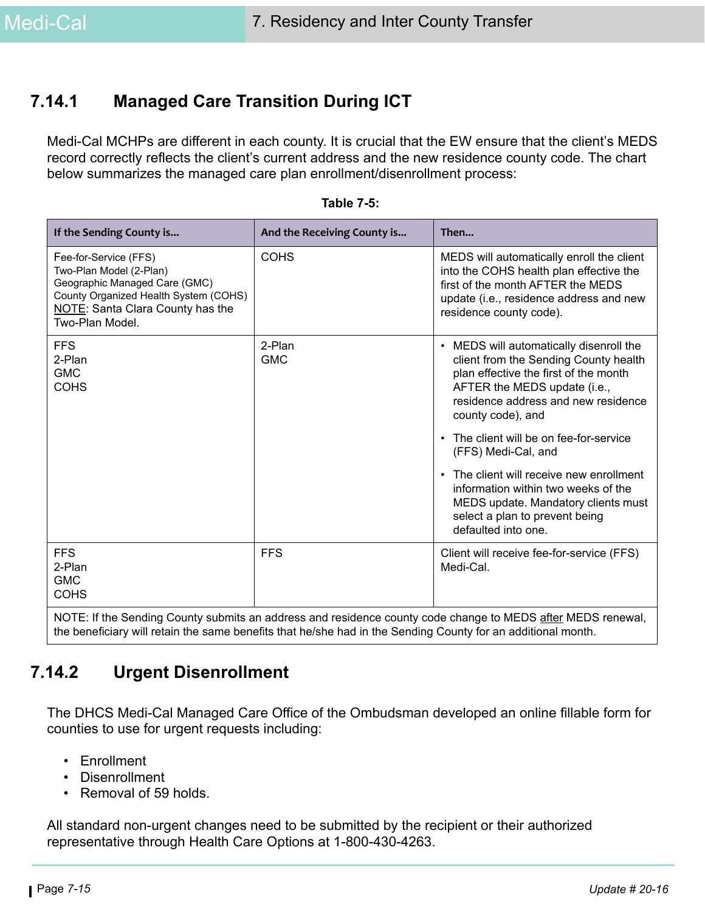## 7.14.1 Managed Care Transition During ICT

Medi-Cal MCHPs are different in each county. It is crucial that the EW ensure that the client's MEDS record correctly reflects the client's current address and the new residence county code. The chart below summarizes the managed care plan enrollment/disenrollment process:

**Table 7-5:**

| If the Sending County is… | And the Receiving County is… | Then… |
|---|---|---|
| Fee-for-Service (FFS)<br>Two-Plan Model (2-Plan)<br>Geographic Managed Care (GMC)<br>County Organized Health System (COHS)<br>NOTE: Santa Clara County has the Two-Plan Model. | COHS | MEDS will automatically enroll the client into the COHS health plan effective the first of the month AFTER the MEDS update (i.e., residence address and new residence county code). |
| FFS<br>2-Plan<br>GMC<br>COHS | 2-Plan<br>GMC | • MEDS will automatically disenroll the client from the Sending County health plan effective the first of the month AFTER the MEDS update (i.e., residence address and new residence county code), and<br>• The client will be on fee-for-service (FFS) Medi-Cal, and<br>• The client will receive new enrollment information within two weeks of the MEDS update. Mandatory clients must select a plan to prevent being defaulted into one. |
| FFS<br>2-Plan<br>GMC<br>COHS | FFS | Client will receive fee-for-service (FFS) Medi-Cal. |
| NOTE: If the Sending County submits an address and residence county code change to MEDS after MEDS renewal, the beneficiary will retain the same benefits that he/she had in the Sending County for an additional month. | | |

## 7.14.2 Urgent Disenrollment

The DHCS Medi-Cal Managed Care Office of the Ombudsman developed an online fillable form for counties to use for urgent requests including:

- Enrollment
- Disenrollment
- Removal of 59 holds.

All standard non-urgent changes need to be submitted by the recipient or their authorized representative through Health Care Options at 1-800-430-4263.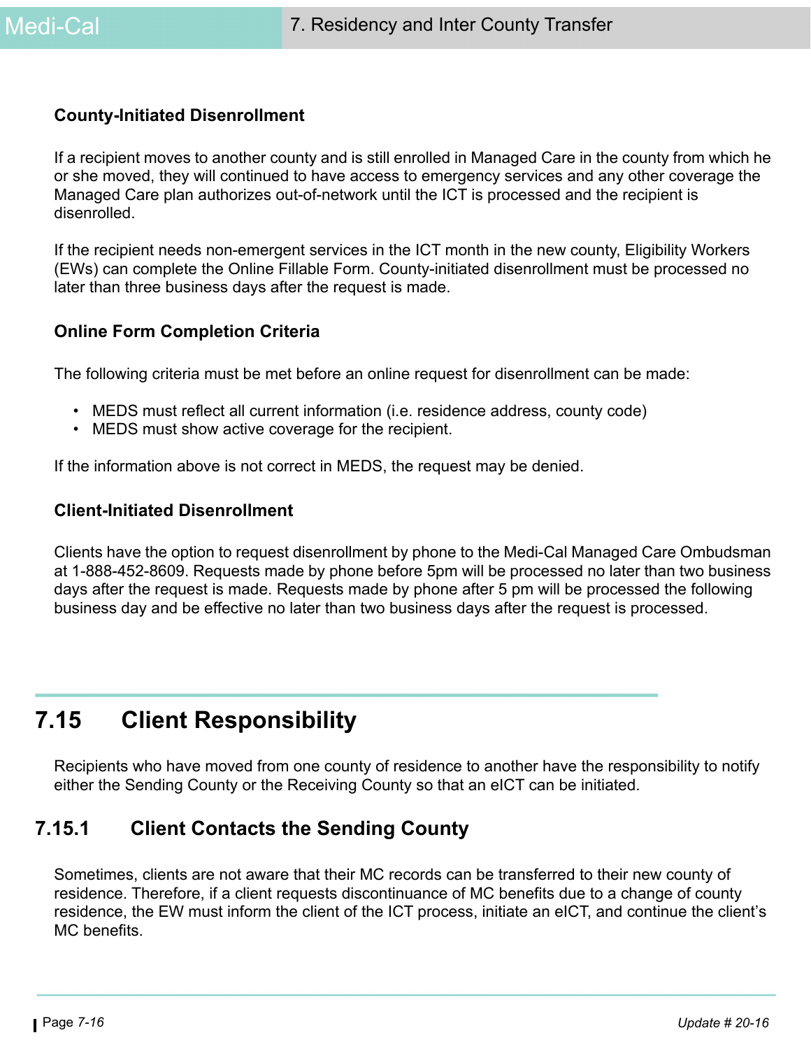### County-Initiated Disenrollment

If a recipient moves to another county and is still enrolled in Managed Care in the county from which he or she moved, they will continued to have access to emergency services and any other coverage the Managed Care plan authorizes out-of-network until the ICT is processed and the recipient is disenrolled.

If the recipient needs non-emergent services in the ICT month in the new county, Eligibility Workers (EWs) can complete the Online Fillable Form. County-initiated disenrollment must be processed no later than three business days after the request is made.

### Online Form Completion Criteria

The following criteria must be met before an online request for disenrollment can be made:

- MEDS must reflect all current information (i.e. residence address, county code)
- MEDS must show active coverage for the recipient.

If the information above is not correct in MEDS, the request may be denied.

### Client-Initiated Disenrollment

Clients have the option to request disenrollment by phone to the Medi-Cal Managed Care Ombudsman at 1-888-452-8609. Requests made by phone before 5pm will be processed no later than two business days after the request is made. Requests made by phone after 5 pm will be processed the following business day and be effective no later than two business days after the request is processed.

# 7.15 Client Responsibility

Recipients who have moved from one county of residence to another have the responsibility to notify either the Sending County or the Receiving County so that an eICT can be initiated.

## 7.15.1 Client Contacts the Sending County

Sometimes, clients are not aware that their MC records can be transferred to their new county of residence. Therefore, if a client requests discontinuance of MC benefits due to a change of county residence, the EW must inform the client of the ICT process, initiate an eICT, and continue the client's MC benefits.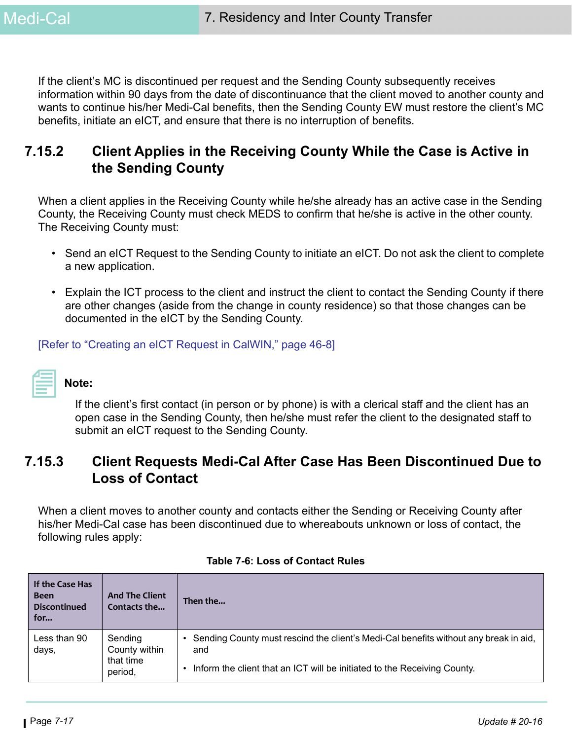If the client's MC is discontinued per request and the Sending County subsequently receives information within 90 days from the date of discontinuance that the client moved to another county and wants to continue his/her Medi-Cal benefits, then the Sending County EW must restore the client's MC benefits, initiate an eICT, and ensure that there is no interruption of benefits.

## 7.15.2 Client Applies in the Receiving County While the Case is Active in the Sending County

When a client applies in the Receiving County while he/she already has an active case in the Sending County, the Receiving County must check MEDS to confirm that he/she is active in the other county. The Receiving County must:

- Send an eICT Request to the Sending County to initiate an eICT. Do not ask the client to complete a new application.
- Explain the ICT process to the client and instruct the client to contact the Sending County if there are other changes (aside from the change in county residence) so that those changes can be documented in the eICT by the Sending County.

[Refer to "Creating an eICT Request in CalWIN," page 46-8]

**Note:**

If the client's first contact (in person or by phone) is with a clerical staff and the client has an open case in the Sending County, then he/she must refer the client to the designated staff to submit an eICT request to the Sending County.

## 7.15.3 Client Requests Medi-Cal After Case Has Been Discontinued Due to Loss of Contact

When a client moves to another county and contacts either the Sending or Receiving County after his/her Medi-Cal case has been discontinued due to whereabouts unknown or loss of contact, the following rules apply:

**Table 7-6: Loss of Contact Rules**

| If the Case Has Been Discontinued for... | And The Client Contacts the... | Then the... |
|---|---|---|
| Less than 90 days, | Sending County within that time period, | • Sending County must rescind the client's Medi-Cal benefits without any break in aid, and<br>• Inform the client that an ICT will be initiated to the Receiving County. |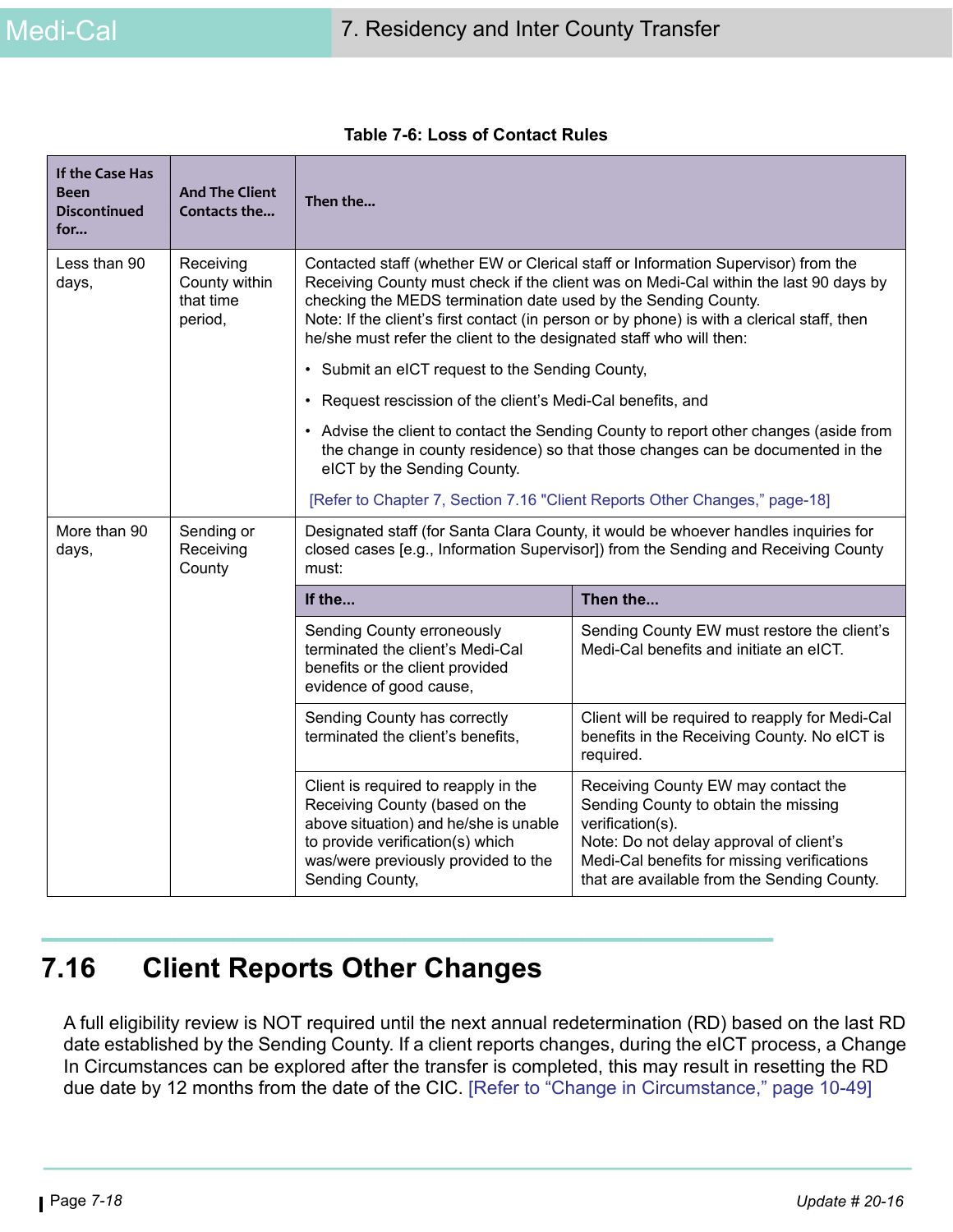**Table 7-6: Loss of Contact Rules**

| If the Case Has Been Discontinued for... | And The Client Contacts the... | Then the... | |
|---|---|---|---|
| Less than 90 days, | Receiving County within that time period, | Contacted staff (whether EW or Clerical staff or Information Supervisor) from the Receiving County must check if the client was on Medi-Cal within the last 90 days by checking the MEDS termination date used by the Sending County.<br>Note: If the client's first contact (in person or by phone) is with a clerical staff, then he/she must refer the client to the designated staff who will then:<br>• Submit an eICT request to the Sending County,<br>• Request rescission of the client's Medi-Cal benefits, and<br>• Advise the client to contact the Sending County to report other changes (aside from the change in county residence) so that those changes can be documented in the eICT by the Sending County.<br>[Refer to Chapter 7, Section 7.16 "Client Reports Other Changes," page-18] | |
| More than 90 days, | Sending or Receiving County | Designated staff (for Santa Clara County, it would be whoever handles inquiries for closed cases [e.g., Information Supervisor]) from the Sending and Receiving County must: | |
| | | **If the...** | **Then the...** |
| | | Sending County erroneously terminated the client's Medi-Cal benefits or the client provided evidence of good cause, | Sending County EW must restore the client's Medi-Cal benefits and initiate an eICT. |
| | | Sending County has correctly terminated the client's benefits, | Client will be required to reapply for Medi-Cal benefits in the Receiving County. No eICT is required. |
| | | Client is required to reapply in the Receiving County (based on the above situation) and he/she is unable to provide verification(s) which was/were previously provided to the Sending County, | Receiving County EW may contact the Sending County to obtain the missing verification(s).<br>Note: Do not delay approval of client's Medi-Cal benefits for missing verifications that are available from the Sending County. |

## 7.16 Client Reports Other Changes

A full eligibility review is NOT required until the next annual redetermination (RD) based on the last RD date established by the Sending County. If a client reports changes, during the eICT process, a Change In Circumstances can be explored after the transfer is completed, this may result in resetting the RD due date by 12 months from the date of the CIC. [Refer to "Change in Circumstance," page 10-49]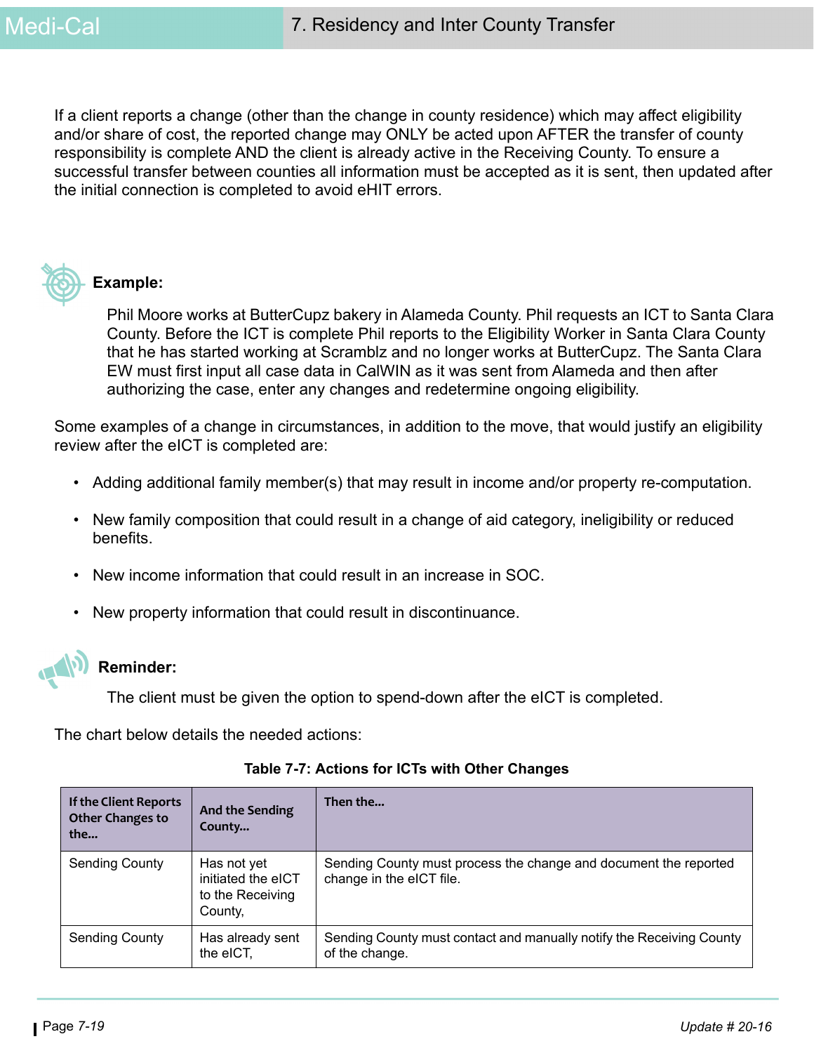If a client reports a change (other than the change in county residence) which may affect eligibility and/or share of cost, the reported change may ONLY be acted upon AFTER the transfer of county responsibility is complete AND the client is already active in the Receiving County. To ensure a successful transfer between counties all information must be accepted as it is sent, then updated after the initial connection is completed to avoid eHIT errors.

**Example:**

Phil Moore works at ButterCupz bakery in Alameda County. Phil requests an ICT to Santa Clara County. Before the ICT is complete Phil reports to the Eligibility Worker in Santa Clara County that he has started working at Scramblz and no longer works at ButterCupz. The Santa Clara EW must first input all case data in CalWIN as it was sent from Alameda and then after authorizing the case, enter any changes and redetermine ongoing eligibility.

Some examples of a change in circumstances, in addition to the move, that would justify an eligibility review after the eICT is completed are:

- Adding additional family member(s) that may result in income and/or property re-computation.
- New family composition that could result in a change of aid category, ineligibility or reduced benefits.
- New income information that could result in an increase in SOC.
- New property information that could result in discontinuance.

**Reminder:**

The client must be given the option to spend-down after the eICT is completed.

The chart below details the needed actions:

**Table 7-7: Actions for ICTs with Other Changes**

| If the Client Reports Other Changes to the... | And the Sending County... | Then the... |
|---|---|---|
| Sending County | Has not yet initiated the eICT to the Receiving County, | Sending County must process the change and document the reported change in the eICT file. |
| Sending County | Has already sent the eICT, | Sending County must contact and manually notify the Receiving County of the change. |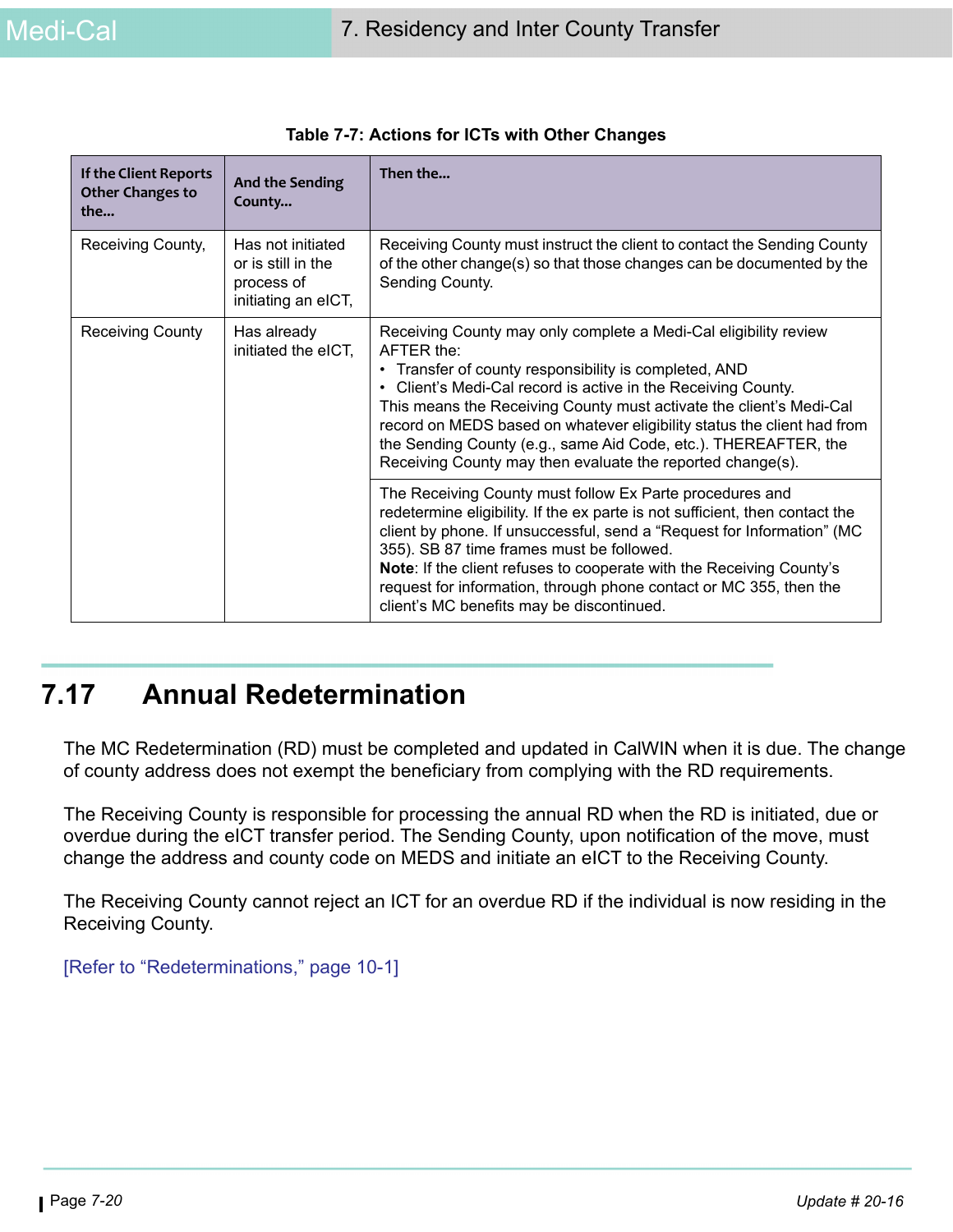**Table 7-7: Actions for ICTs with Other Changes**

| If the Client Reports Other Changes to the... | And the Sending County... | Then the... |
|---|---|---|
| Receiving County, | Has not initiated or is still in the process of initiating an eICT, | Receiving County must instruct the client to contact the Sending County of the other change(s) so that those changes can be documented by the Sending County. |
| Receiving County | Has already initiated the eICT, | Receiving County may only complete a Medi-Cal eligibility review AFTER the:<br>• Transfer of county responsibility is completed, AND<br>• Client's Medi-Cal record is active in the Receiving County.<br>This means the Receiving County must activate the client's Medi-Cal record on MEDS based on whatever eligibility status the client had from the Sending County (e.g., same Aid Code, etc.). THEREAFTER, the Receiving County may then evaluate the reported change(s). |
| | | The Receiving County must follow Ex Parte procedures and redetermine eligibility. If the ex parte is not sufficient, then contact the client by phone. If unsuccessful, send a "Request for Information" (MC 355). SB 87 time frames must be followed.<br>**Note**: If the client refuses to cooperate with the Receiving County's request for information, through phone contact or MC 355, then the client's MC benefits may be discontinued. |

## 7.17 Annual Redetermination

The MC Redetermination (RD) must be completed and updated in CalWIN when it is due. The change of county address does not exempt the beneficiary from complying with the RD requirements.

The Receiving County is responsible for processing the annual RD when the RD is initiated, due or overdue during the eICT transfer period. The Sending County, upon notification of the move, must change the address and county code on MEDS and initiate an eICT to the Receiving County.

The Receiving County cannot reject an ICT for an overdue RD if the individual is now residing in the Receiving County.

[Refer to "Redeterminations," page 10-1]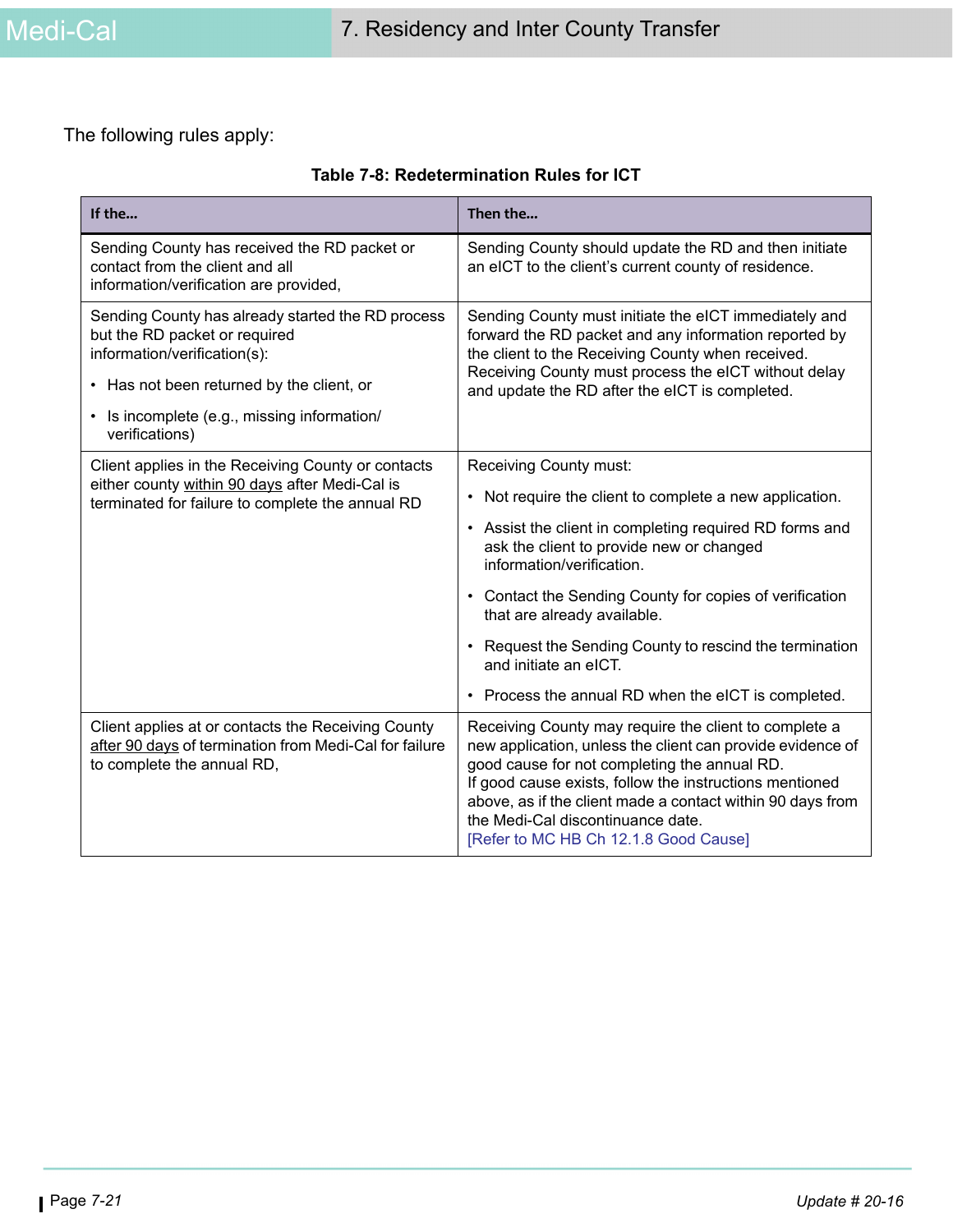The following rules apply:

**Table 7-8: Redetermination Rules for ICT**

| If the... | Then the... |
|---|---|
| Sending County has received the RD packet or contact from the client and all information/verification are provided, | Sending County should update the RD and then initiate an eICT to the client's current county of residence. |
| Sending County has already started the RD process but the RD packet or required information/verification(s):<br>• Has not been returned by the client, or<br>• Is incomplete (e.g., missing information/ verifications) | Sending County must initiate the eICT immediately and forward the RD packet and any information reported by the client to the Receiving County when received. Receiving County must process the eICT without delay and update the RD after the eICT is completed. |
| Client applies in the Receiving County or contacts either county <u>within 90 days</u> after Medi-Cal is terminated for failure to complete the annual RD | Receiving County must:<br>• Not require the client to complete a new application.<br>• Assist the client in completing required RD forms and ask the client to provide new or changed information/verification.<br>• Contact the Sending County for copies of verification that are already available.<br>• Request the Sending County to rescind the termination and initiate an eICT.<br>• Process the annual RD when the eICT is completed. |
| Client applies at or contacts the Receiving County <u>after 90 days</u> of termination from Medi-Cal for failure to complete the annual RD, | Receiving County may require the client to complete a new application, unless the client can provide evidence of good cause for not completing the annual RD.<br>If good cause exists, follow the instructions mentioned above, as if the client made a contact within 90 days from the Medi-Cal discontinuance date.<br>[Refer to MC HB Ch 12.1.8 Good Cause] |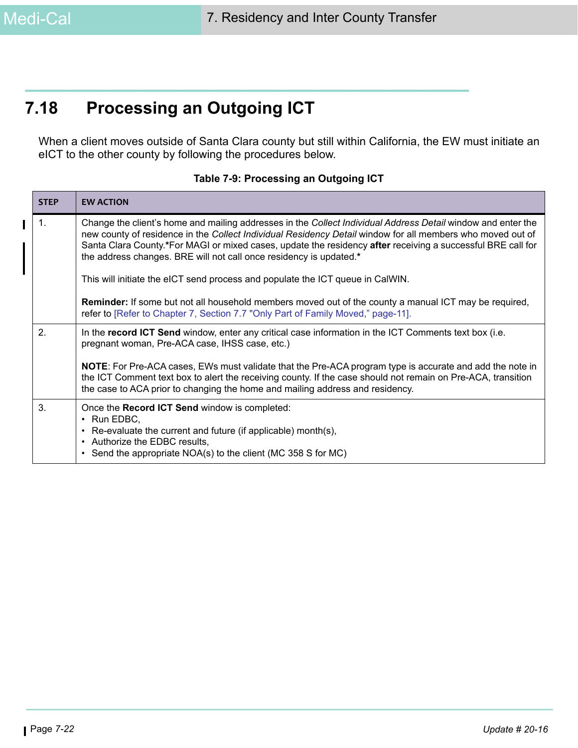## 7.18 Processing an Outgoing ICT

When a client moves outside of Santa Clara county but still within California, the EW must initiate an eICT to the other county by following the procedures below.

**Table 7-9: Processing an Outgoing ICT**

| STEP | EW ACTION |
|---|---|
| 1. | Change the client's home and mailing addresses in the *Collect Individual Address Detail* window and enter the new county of residence in the *Collect Individual Residency Detail* window for all members who moved out of Santa Clara County.**\*For MAGI or mixed cases, update the residency **after** receiving a successful BRE call for the address changes. BRE will not call once residency is updated.\*** <br><br> This will initiate the eICT send process and populate the ICT queue in CalWIN. <br><br> **Reminder:** If some but not all household members moved out of the county a manual ICT may be required, refer to [Refer to Chapter 7, Section 7.7 "Only Part of Family Moved," page-11]. |
| 2. | In the **record ICT Send** window, enter any critical case information in the ICT Comments text box (i.e. pregnant woman, Pre-ACA case, IHSS case, etc.) <br><br> **NOTE**: For Pre-ACA cases, EWs must validate that the Pre-ACA program type is accurate and add the note in the ICT Comment text box to alert the receiving county. If the case should not remain on Pre-ACA, transition the case to ACA prior to changing the home and mailing address and residency. |
| 3. | Once the **Record ICT Send** window is completed: <br>• Run EDBC, <br>• Re-evaluate the current and future (if applicable) month(s), <br>• Authorize the EDBC results, <br>• Send the appropriate NOA(s) to the client (MC 358 S for MC) |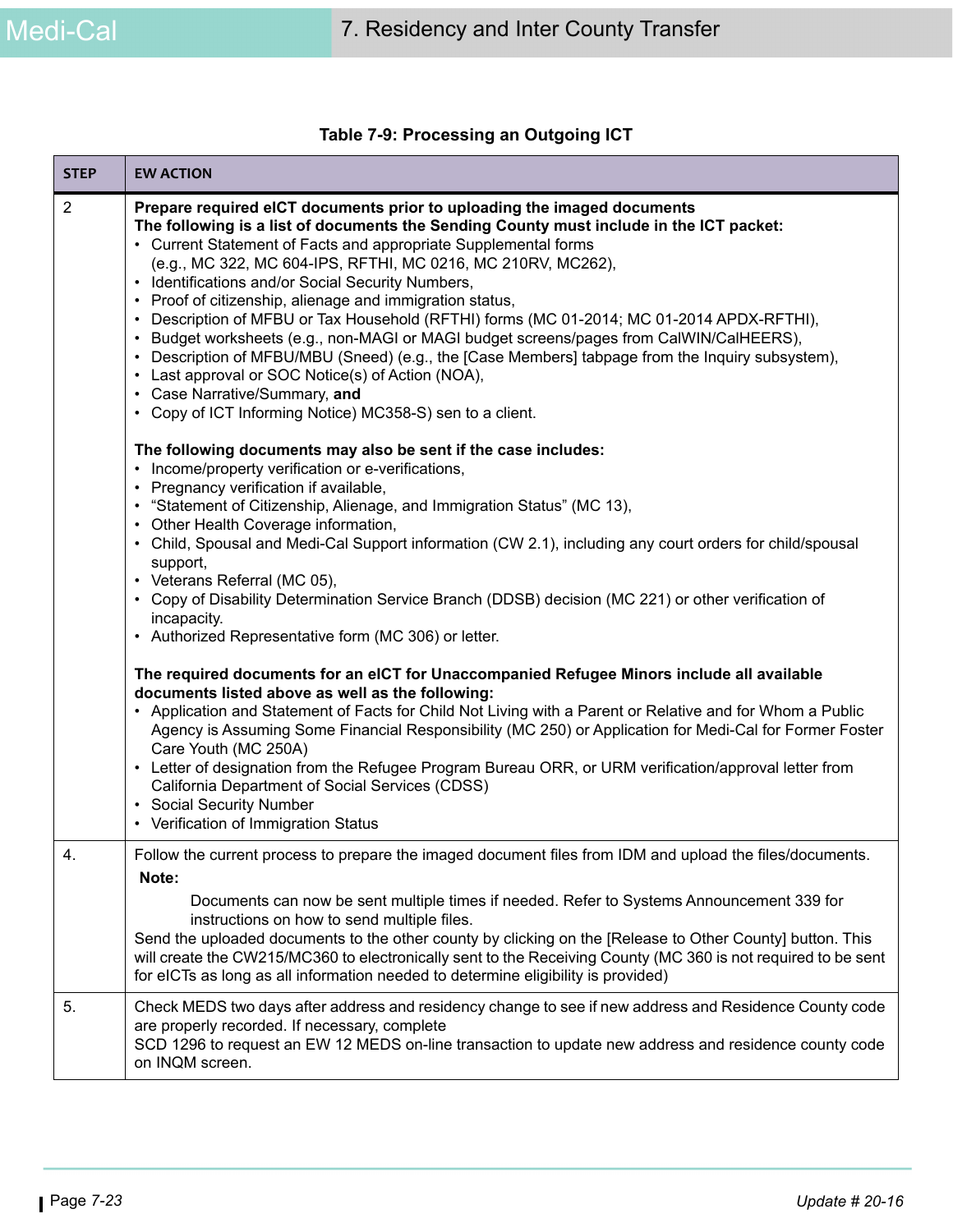**Table 7-9: Processing an Outgoing ICT**

| STEP | EW ACTION |
| --- | --- |
| 2 | **Prepare required eICT documents prior to uploading the imaged documents**<br>**The following is a list of documents the Sending County must include in the ICT packet:**<br>• Current Statement of Facts and appropriate Supplemental forms (e.g., MC 322, MC 604-IPS, RFTHI, MC 0216, MC 210RV, MC262),<br>• Identifications and/or Social Security Numbers,<br>• Proof of citizenship, alienage and immigration status,<br>• Description of MFBU or Tax Household (RFTHI) forms (MC 01-2014; MC 01-2014 APDX-RFTHI),<br>• Budget worksheets (e.g., non-MAGI or MAGI budget screens/pages from CalWIN/CalHEERS),<br>• Description of MFBU/MBU (Sneed) (e.g., the [Case Members] tabpage from the Inquiry subsystem),<br>• Last approval or SOC Notice(s) of Action (NOA),<br>• Case Narrative/Summary, **and**<br>• Copy of ICT Informing Notice) MC358-S) sen to a client.<br><br>**The following documents may also be sent if the case includes:**<br>• Income/property verification or e-verifications,<br>• Pregnancy verification if available,<br>• "Statement of Citizenship, Alienage, and Immigration Status" (MC 13),<br>• Other Health Coverage information,<br>• Child, Spousal and Medi-Cal Support information (CW 2.1), including any court orders for child/spousal support,<br>• Veterans Referral (MC 05),<br>• Copy of Disability Determination Service Branch (DDSB) decision (MC 221) or other verification of incapacity.<br>• Authorized Representative form (MC 306) or letter.<br><br>**The required documents for an eICT for Unaccompanied Refugee Minors include all available documents listed above as well as the following:**<br>• Application and Statement of Facts for Child Not Living with a Parent or Relative and for Whom a Public Agency is Assuming Some Financial Responsibility (MC 250) or Application for Medi-Cal for Former Foster Care Youth (MC 250A)<br>• Letter of designation from the Refugee Program Bureau ORR, or URM verification/approval letter from California Department of Social Services (CDSS)<br>• Social Security Number<br>• Verification of Immigration Status |
| 4. | Follow the current process to prepare the imaged document files from IDM and upload the files/documents.<br>**Note:**<br>Documents can now be sent multiple times if needed. Refer to Systems Announcement 339 for instructions on how to send multiple files.<br>Send the uploaded documents to the other county by clicking on the [Release to Other County] button. This will create the CW215/MC360 to electronically sent to the Receiving County (MC 360 is not required to be sent for eICTs as long as all information needed to determine eligibility is provided) |
| 5. | Check MEDS two days after address and residency change to see if new address and Residence County code are properly recorded. If necessary, complete<br>SCD 1296 to request an EW 12 MEDS on-line transaction to update new address and residence county code on INQM screen. |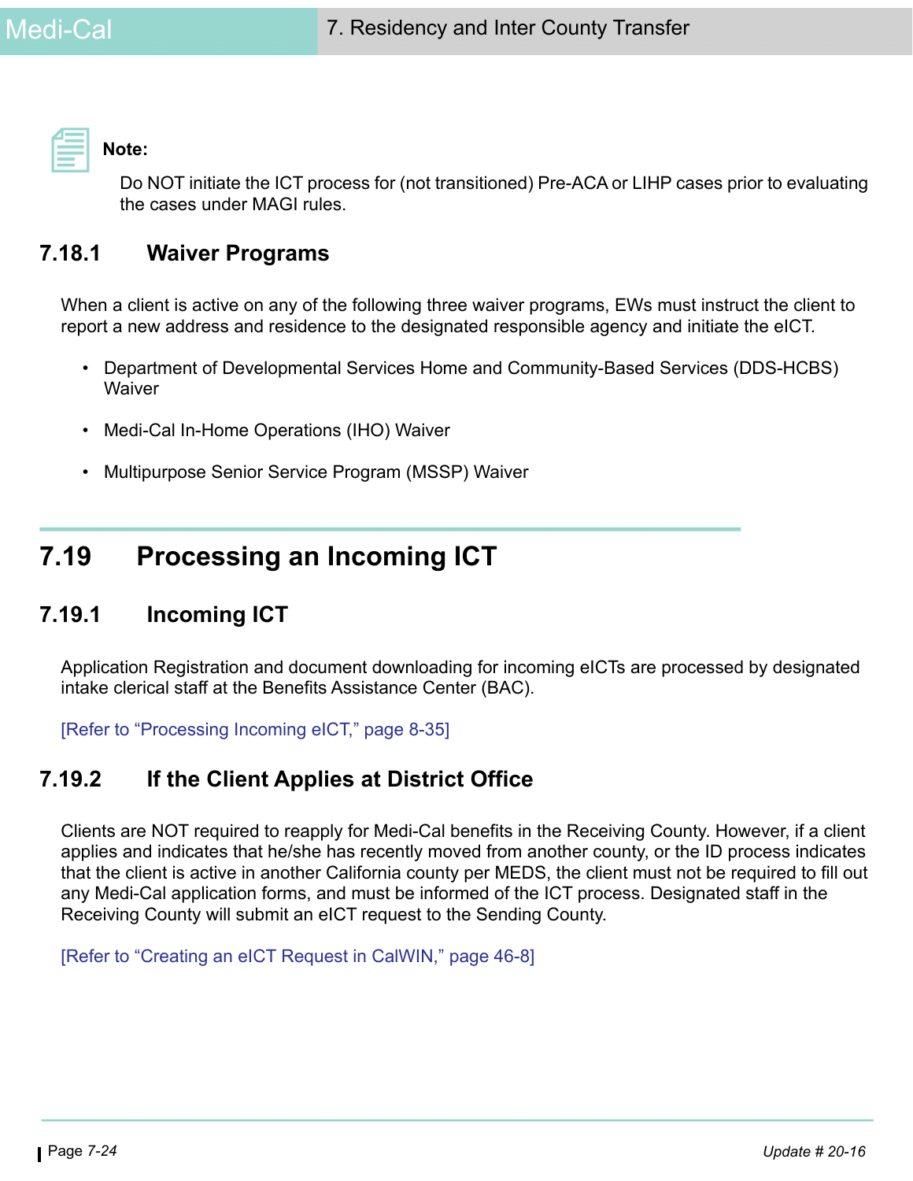**Note:**

Do NOT initiate the ICT process for (not transitioned) Pre-ACA or LIHP cases prior to evaluating the cases under MAGI rules.

### 7.18.1 Waiver Programs

When a client is active on any of the following three waiver programs, EWs must instruct the client to report a new address and residence to the designated responsible agency and initiate the eICT.

- Department of Developmental Services Home and Community-Based Services (DDS-HCBS) Waiver
- Medi-Cal In-Home Operations (IHO) Waiver
- Multipurpose Senior Service Program (MSSP) Waiver

## 7.19 Processing an Incoming ICT

### 7.19.1 Incoming ICT

Application Registration and document downloading for incoming eICTs are processed by designated intake clerical staff at the Benefits Assistance Center (BAC).

[Refer to "Processing Incoming eICT," page 8-35]

### 7.19.2 If the Client Applies at District Office

Clients are NOT required to reapply for Medi-Cal benefits in the Receiving County. However, if a client applies and indicates that he/she has recently moved from another county, or the ID process indicates that the client is active in another California county per MEDS, the client must not be required to fill out any Medi-Cal application forms, and must be informed of the ICT process. Designated staff in the Receiving County will submit an eICT request to the Sending County.

[Refer to "Creating an eICT Request in CalWIN," page 46-8]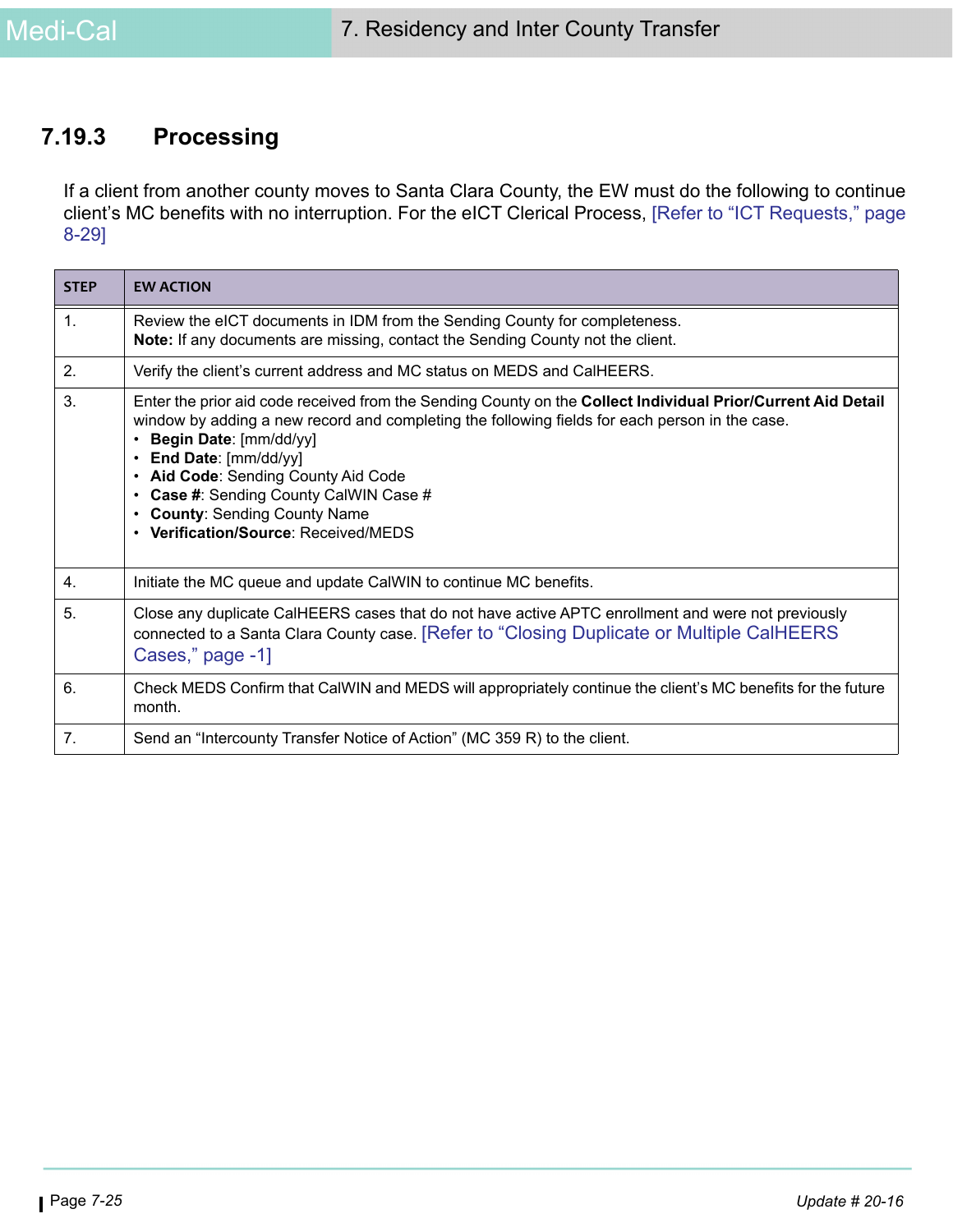### 7.19.3 Processing

If a client from another county moves to Santa Clara County, the EW must do the following to continue client's MC benefits with no interruption. For the eICT Clerical Process, [Refer to "ICT Requests," page 8-29]

| STEP | EW ACTION |
|---|---|
| 1. | Review the eICT documents in IDM from the Sending County for completeness.<br>**Note:** If any documents are missing, contact the Sending County not the client. |
| 2. | Verify the client's current address and MC status on MEDS and CalHEERS. |
| 3. | Enter the prior aid code received from the Sending County on the **Collect Individual Prior/Current Aid Detail** window by adding a new record and completing the following fields for each person in the case.<br>• **Begin Date**: [mm/dd/yy]<br>• **End Date**: [mm/dd/yy]<br>• **Aid Code**: Sending County Aid Code<br>• **Case #**: Sending County CalWIN Case #<br>• **County**: Sending County Name<br>• **Verification/Source**: Received/MEDS |
| 4. | Initiate the MC queue and update CalWIN to continue MC benefits. |
| 5. | Close any duplicate CalHEERS cases that do not have active APTC enrollment and were not previously connected to a Santa Clara County case. [Refer to "Closing Duplicate or Multiple CalHEERS Cases," page -1] |
| 6. | Check MEDS Confirm that CalWIN and MEDS will appropriately continue the client's MC benefits for the future month. |
| 7. | Send an "Intercounty Transfer Notice of Action" (MC 359 R) to the client. |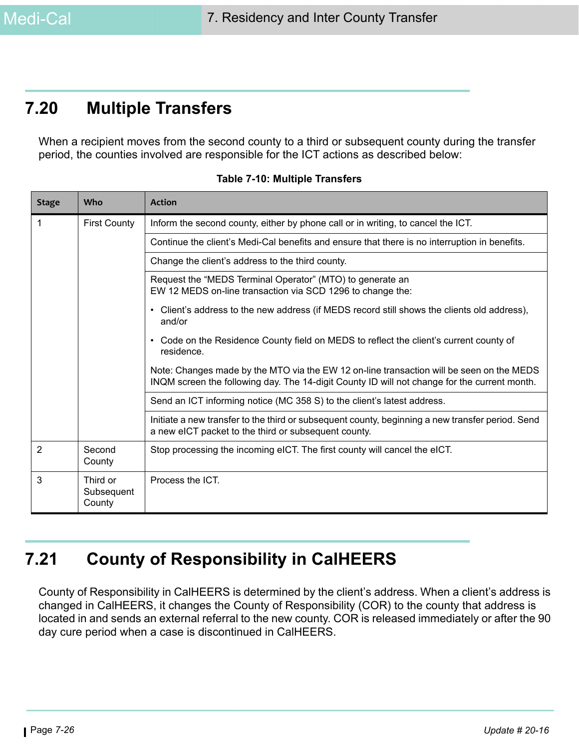## 7.20 Multiple Transfers

When a recipient moves from the second county to a third or subsequent county during the transfer period, the counties involved are responsible for the ICT actions as described below:

**Table 7-10: Multiple Transfers**

| Stage | Who | Action |
|---|---|---|
| 1 | First County | Inform the second county, either by phone call or in writing, to cancel the ICT. |
| | | Continue the client's Medi-Cal benefits and ensure that there is no interruption in benefits. |
| | | Change the client's address to the third county. |
| | | Request the "MEDS Terminal Operator" (MTO) to generate an EW 12 MEDS on-line transaction via SCD 1296 to change the:<br>• Client's address to the new address (if MEDS record still shows the clients old address), and/or<br>• Code on the Residence County field on MEDS to reflect the client's current county of residence.<br>Note: Changes made by the MTO via the EW 12 on-line transaction will be seen on the MEDS INQM screen the following day. The 14-digit County ID will not change for the current month. |
| | | Send an ICT informing notice (MC 358 S) to the client's latest address. |
| | | Initiate a new transfer to the third or subsequent county, beginning a new transfer period. Send a new eICT packet to the third or subsequent county. |
| 2 | Second County | Stop processing the incoming eICT. The first county will cancel the eICT. |
| 3 | Third or Subsequent County | Process the ICT. |

## 7.21 County of Responsibility in CalHEERS

County of Responsibility in CalHEERS is determined by the client's address. When a client's address is changed in CalHEERS, it changes the County of Responsibility (COR) to the county that address is located in and sends an external referral to the new county. COR is released immediately or after the 90 day cure period when a case is discontinued in CalHEERS.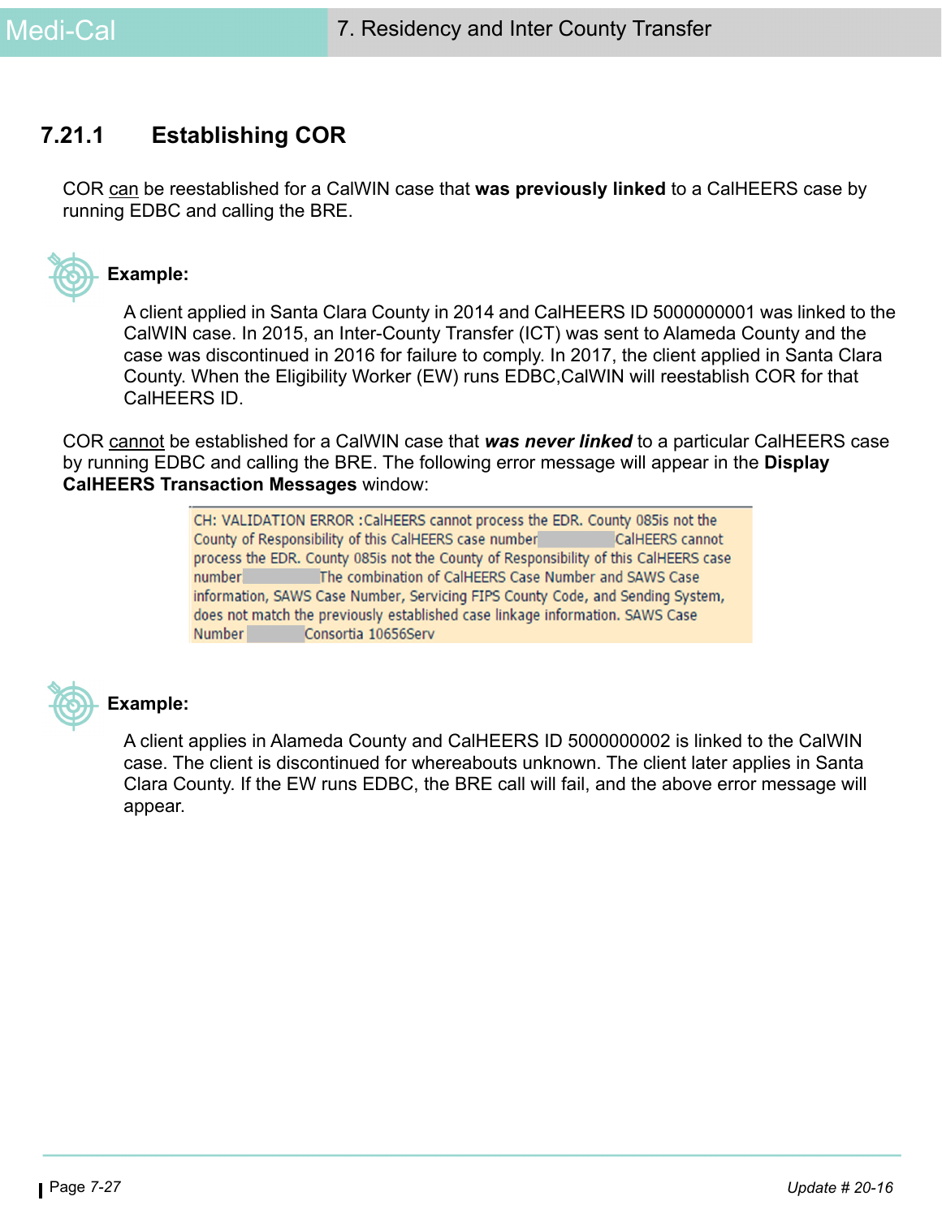### 7.21.1 Establishing COR

COR can be reestablished for a CalWIN case that **was previously linked** to a CalHEERS case by running EDBC and calling the BRE.

**Example:**

A client applied in Santa Clara County in 2014 and CalHEERS ID 5000000001 was linked to the CalWIN case. In 2015, an Inter-County Transfer (ICT) was sent to Alameda County and the case was discontinued in 2016 for failure to comply. In 2017, the client applied in Santa Clara County. When the Eligibility Worker (EW) runs EDBC,CalWIN will reestablish COR for that CalHEERS ID.

COR cannot be established for a CalWIN case that ***was never linked*** to a particular CalHEERS case by running EDBC and calling the BRE. The following error message will appear in the **Display CalHEERS Transaction Messages** window:

> CH: VALIDATION ERROR :CalHEERS cannot process the EDR. County 085is not the County of Responsibility of this CalHEERS case number CalHEERS cannot process the EDR. County 085is not the County of Responsibility of this CalHEERS case number The combination of CalHEERS Case Number and SAWS Case information, SAWS Case Number, Servicing FIPS County Code, and Sending System, does not match the previously established case linkage information. SAWS Case Number Consortia 10656Serv

**Example:**

A client applies in Alameda County and CalHEERS ID 5000000002 is linked to the CalWIN case. The client is discontinued for whereabouts unknown. The client later applies in Santa Clara County. If the EW runs EDBC, the BRE call will fail, and the above error message will appear.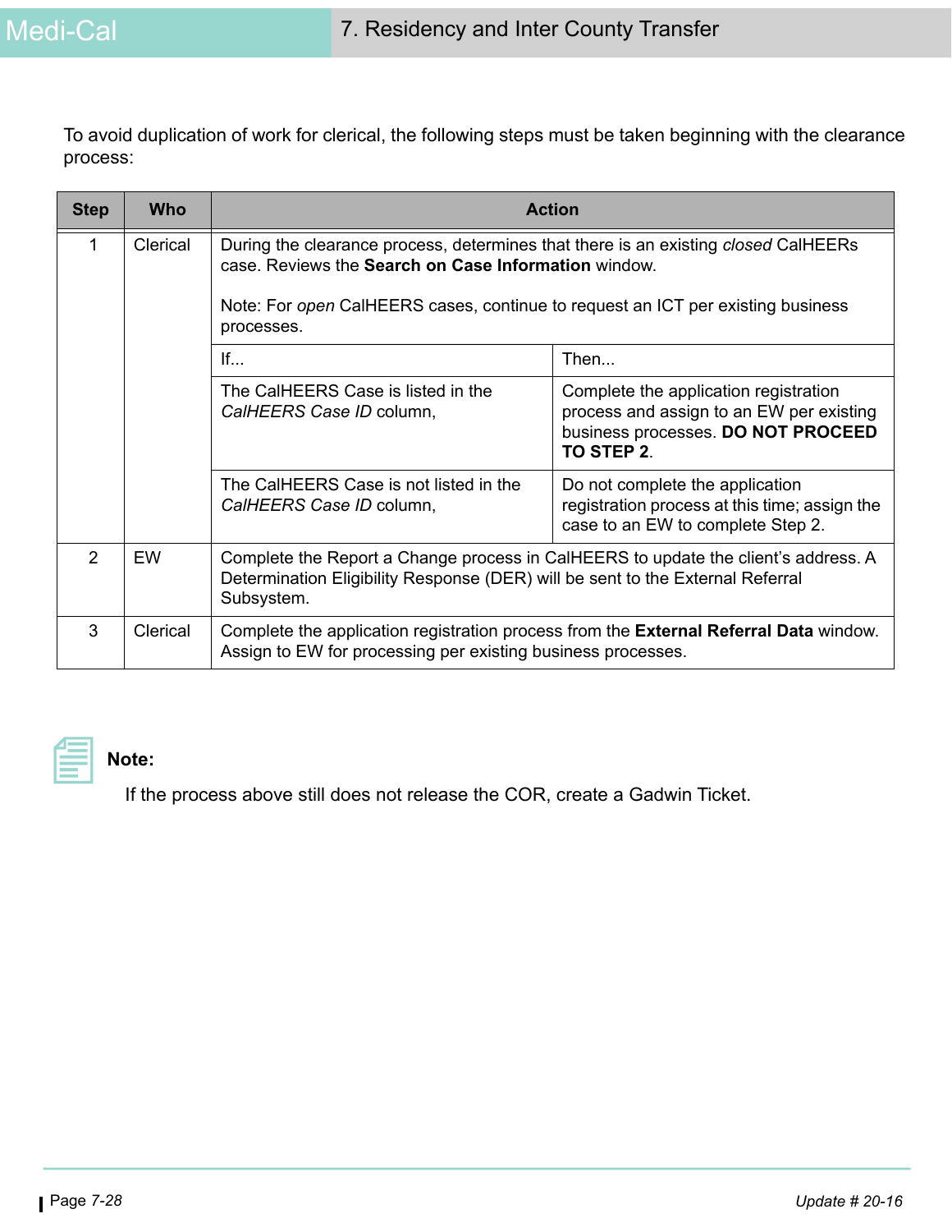To avoid duplication of work for clerical, the following steps must be taken beginning with the clearance process:

| Step | Who | Action | |
|---|---|---|---|
| 1 | Clerical | During the clearance process, determines that there is an existing *closed* CalHEERs case. Reviews the **Search on Case Information** window.<br><br>Note: For *open* CalHEERS cases, continue to request an ICT per existing business processes. | |
| | | If... | Then... |
| | | The CalHEERS Case is listed in the *CalHEERS Case ID* column, | Complete the application registration process and assign to an EW per existing business processes. **DO NOT PROCEED TO STEP 2**. |
| | | The CalHEERS Case is not listed in the *CalHEERS Case ID* column, | Do not complete the application registration process at this time; assign the case to an EW to complete Step 2. |
| 2 | EW | Complete the Report a Change process in CalHEERS to update the client's address. A Determination Eligibility Response (DER) will be sent to the External Referral Subsystem. | |
| 3 | Clerical | Complete the application registration process from the **External Referral Data** window. Assign to EW for processing per existing business processes. | |

**Note:**

If the process above still does not release the COR, create a Gadwin Ticket.